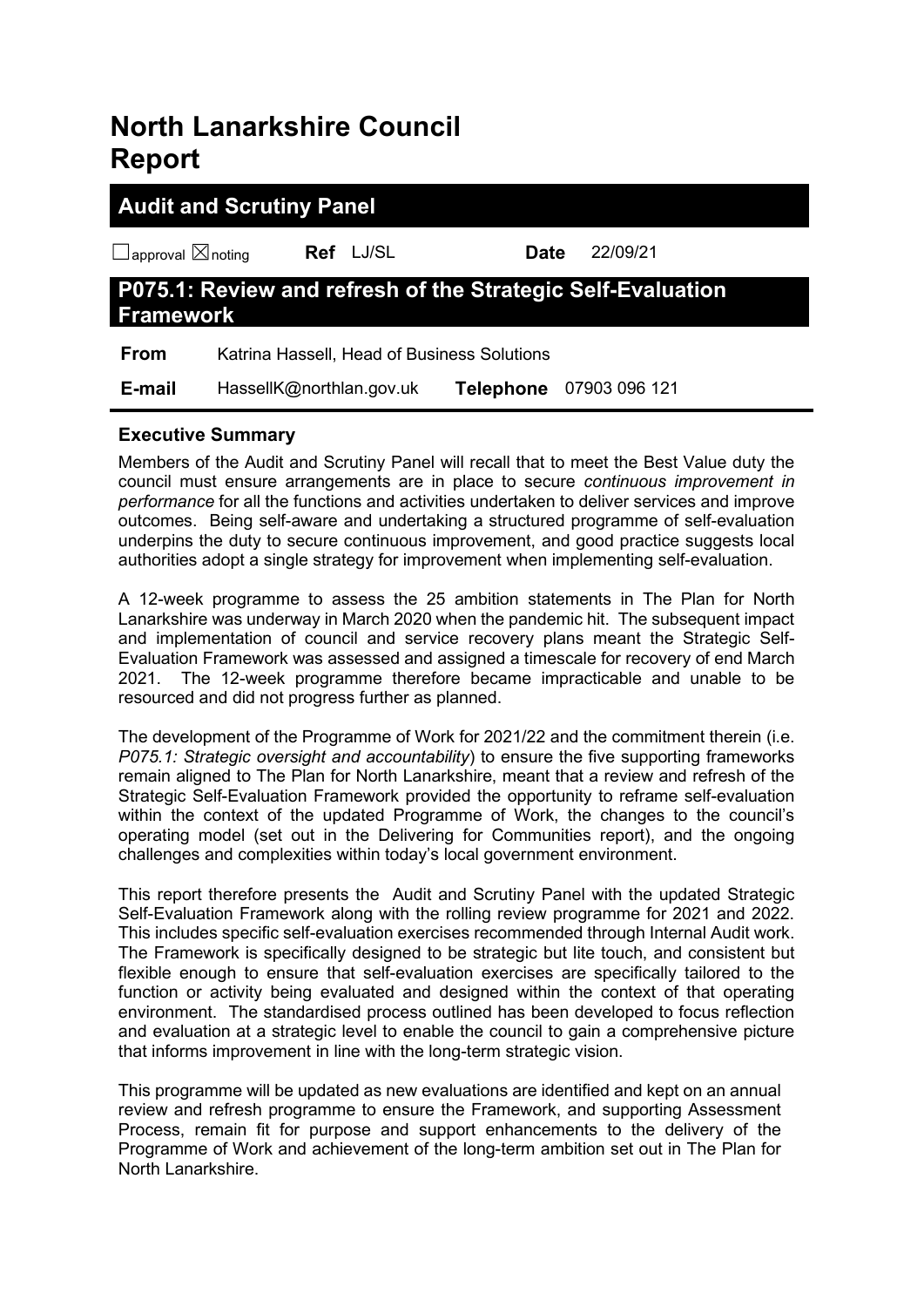# North Lanarkshire Council Report

## Audit and Scrutiny Panel

☐approval ☒noting **Ref** LJ/SL **Date** 22/09/21

## P075.1: Review and refresh of the Strategic Self-Evaluation Framework

| | |
|---|---|
| **From** | Katrina Hassell, Head of Business Solutions |
| **E-mail** | HassellK@northlan.gov.uk **Telephone** 07903 096 121 |

### Executive Summary

Members of the Audit and Scrutiny Panel will recall that to meet the Best Value duty the council must ensure arrangements are in place to secure *continuous improvement in performance* for all the functions and activities undertaken to deliver services and improve outcomes. Being self-aware and undertaking a structured programme of self-evaluation underpins the duty to secure continuous improvement, and good practice suggests local authorities adopt a single strategy for improvement when implementing self-evaluation.

A 12-week programme to assess the 25 ambition statements in The Plan for North Lanarkshire was underway in March 2020 when the pandemic hit. The subsequent impact and implementation of council and service recovery plans meant the Strategic Self-Evaluation Framework was assessed and assigned a timescale for recovery of end March 2021. The 12-week programme therefore became impracticable and unable to be resourced and did not progress further as planned.

The development of the Programme of Work for 2021/22 and the commitment therein (i.e. *P075.1: Strategic oversight and accountability*) to ensure the five supporting frameworks remain aligned to The Plan for North Lanarkshire, meant that a review and refresh of the Strategic Self-Evaluation Framework provided the opportunity to reframe self-evaluation within the context of the updated Programme of Work, the changes to the council's operating model (set out in the Delivering for Communities report), and the ongoing challenges and complexities within today's local government environment.

This report therefore presents the Audit and Scrutiny Panel with the updated Strategic Self-Evaluation Framework along with the rolling review programme for 2021 and 2022. This includes specific self-evaluation exercises recommended through Internal Audit work. The Framework is specifically designed to be strategic but lite touch, and consistent but flexible enough to ensure that self-evaluation exercises are specifically tailored to the function or activity being evaluated and designed within the context of that operating environment. The standardised process outlined has been developed to focus reflection and evaluation at a strategic level to enable the council to gain a comprehensive picture that informs improvement in line with the long-term strategic vision.

This programme will be updated as new evaluations are identified and kept on an annual review and refresh programme to ensure the Framework, and supporting Assessment Process, remain fit for purpose and support enhancements to the delivery of the Programme of Work and achievement of the long-term ambition set out in The Plan for North Lanarkshire.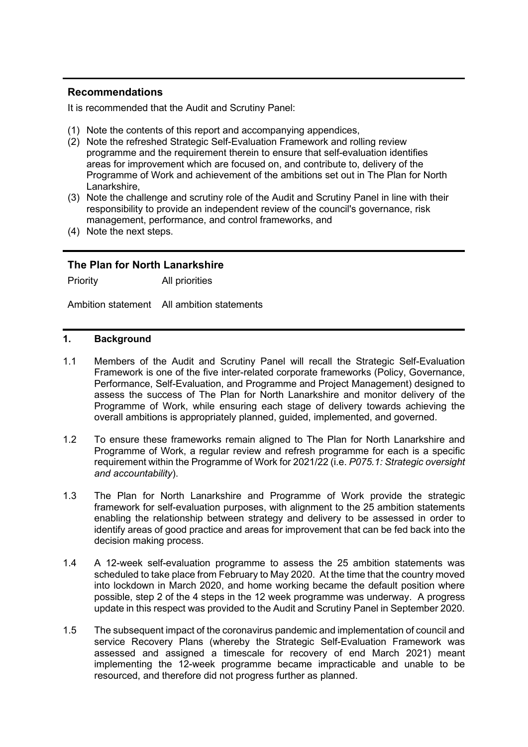## Recommendations

It is recommended that the Audit and Scrutiny Panel:

(1) Note the contents of this report and accompanying appendices,
(2) Note the refreshed Strategic Self-Evaluation Framework and rolling review programme and the requirement therein to ensure that self-evaluation identifies areas for improvement which are focused on, and contribute to, delivery of the Programme of Work and achievement of the ambitions set out in The Plan for North Lanarkshire,
(3) Note the challenge and scrutiny role of the Audit and Scrutiny Panel in line with their responsibility to provide an independent review of the council's governance, risk management, performance, and control frameworks, and
(4) Note the next steps.

## The Plan for North Lanarkshire

| | |
|---|---|
| Priority | All priorities |
| Ambition statement | All ambition statements |

## 1. Background

1.1 Members of the Audit and Scrutiny Panel will recall the Strategic Self-Evaluation Framework is one of the five inter-related corporate frameworks (Policy, Governance, Performance, Self-Evaluation, and Programme and Project Management) designed to assess the success of The Plan for North Lanarkshire and monitor delivery of the Programme of Work, while ensuring each stage of delivery towards achieving the overall ambitions is appropriately planned, guided, implemented, and governed.

1.2 To ensure these frameworks remain aligned to The Plan for North Lanarkshire and Programme of Work, a regular review and refresh programme for each is a specific requirement within the Programme of Work for 2021/22 (i.e. *P075.1: Strategic oversight and accountability*).

1.3 The Plan for North Lanarkshire and Programme of Work provide the strategic framework for self-evaluation purposes, with alignment to the 25 ambition statements enabling the relationship between strategy and delivery to be assessed in order to identify areas of good practice and areas for improvement that can be fed back into the decision making process.

1.4 A 12-week self-evaluation programme to assess the 25 ambition statements was scheduled to take place from February to May 2020. At the time that the country moved into lockdown in March 2020, and home working became the default position where possible, step 2 of the 4 steps in the 12 week programme was underway. A progress update in this respect was provided to the Audit and Scrutiny Panel in September 2020.

1.5 The subsequent impact of the coronavirus pandemic and implementation of council and service Recovery Plans (whereby the Strategic Self-Evaluation Framework was assessed and assigned a timescale for recovery of end March 2021) meant implementing the 12-week programme became impracticable and unable to be resourced, and therefore did not progress further as planned.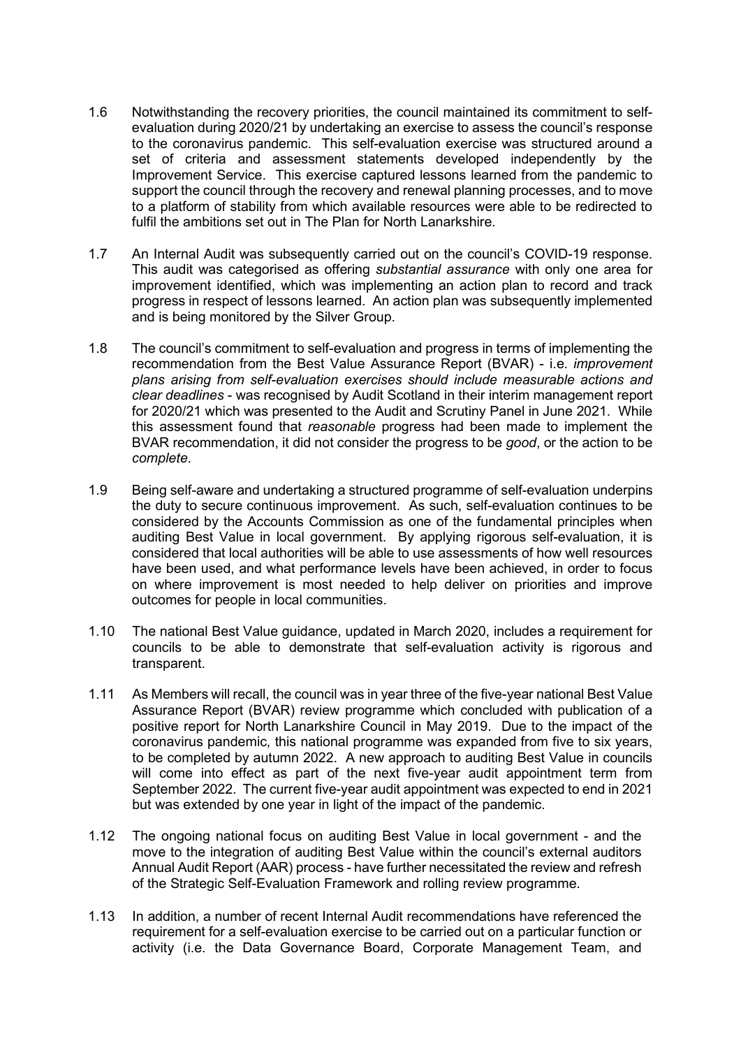1.6 Notwithstanding the recovery priorities, the council maintained its commitment to self-evaluation during 2020/21 by undertaking an exercise to assess the council's response to the coronavirus pandemic. This self-evaluation exercise was structured around a set of criteria and assessment statements developed independently by the Improvement Service. This exercise captured lessons learned from the pandemic to support the council through the recovery and renewal planning processes, and to move to a platform of stability from which available resources were able to be redirected to fulfil the ambitions set out in The Plan for North Lanarkshire.

1.7 An Internal Audit was subsequently carried out on the council's COVID-19 response. This audit was categorised as offering *substantial assurance* with only one area for improvement identified, which was implementing an action plan to record and track progress in respect of lessons learned. An action plan was subsequently implemented and is being monitored by the Silver Group.

1.8 The council's commitment to self-evaluation and progress in terms of implementing the recommendation from the Best Value Assurance Report (BVAR) - i.e. *improvement plans arising from self-evaluation exercises should include measurable actions and clear deadlines* - was recognised by Audit Scotland in their interim management report for 2020/21 which was presented to the Audit and Scrutiny Panel in June 2021. While this assessment found that *reasonable* progress had been made to implement the BVAR recommendation, it did not consider the progress to be *good*, or the action to be *complete*.

1.9 Being self-aware and undertaking a structured programme of self-evaluation underpins the duty to secure continuous improvement. As such, self-evaluation continues to be considered by the Accounts Commission as one of the fundamental principles when auditing Best Value in local government. By applying rigorous self-evaluation, it is considered that local authorities will be able to use assessments of how well resources have been used, and what performance levels have been achieved, in order to focus on where improvement is most needed to help deliver on priorities and improve outcomes for people in local communities.

1.10 The national Best Value guidance, updated in March 2020, includes a requirement for councils to be able to demonstrate that self-evaluation activity is rigorous and transparent.

1.11 As Members will recall, the council was in year three of the five-year national Best Value Assurance Report (BVAR) review programme which concluded with publication of a positive report for North Lanarkshire Council in May 2019. Due to the impact of the coronavirus pandemic, this national programme was expanded from five to six years, to be completed by autumn 2022. A new approach to auditing Best Value in councils will come into effect as part of the next five-year audit appointment term from September 2022. The current five-year audit appointment was expected to end in 2021 but was extended by one year in light of the impact of the pandemic.

1.12 The ongoing national focus on auditing Best Value in local government - and the move to the integration of auditing Best Value within the council's external auditors Annual Audit Report (AAR) process - have further necessitated the review and refresh of the Strategic Self-Evaluation Framework and rolling review programme.

1.13 In addition, a number of recent Internal Audit recommendations have referenced the requirement for a self-evaluation exercise to be carried out on a particular function or activity (i.e. the Data Governance Board, Corporate Management Team, and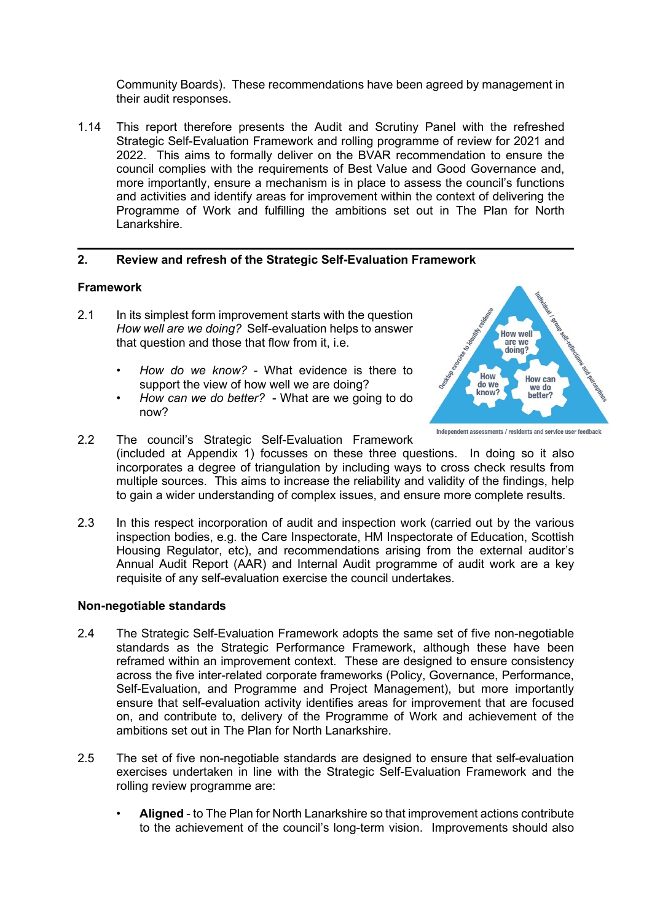Community Boards). These recommendations have been agreed by management in their audit responses.

1.14 This report therefore presents the Audit and Scrutiny Panel with the refreshed Strategic Self-Evaluation Framework and rolling programme of review for 2021 and 2022. This aims to formally deliver on the BVAR recommendation to ensure the council complies with the requirements of Best Value and Good Governance and, more importantly, ensure a mechanism is in place to assess the council's functions and activities and identify areas for improvement within the context of delivering the Programme of Work and fulfilling the ambitions set out in The Plan for North Lanarkshire.

## 2. Review and refresh of the Strategic Self-Evaluation Framework

### Framework

2.1 In its simplest form improvement starts with the question *How well are we doing?* Self-evaluation helps to answer that question and those that flow from it, i.e.

- *How do we know?* - What evidence is there to support the view of how well we are doing?
- *How can we do better?* - What are we going to do now?

2.2 The council's Strategic Self-Evaluation Framework (included at Appendix 1) focusses on these three questions. In doing so it also incorporates a degree of triangulation by including ways to cross check results from multiple sources. This aims to increase the reliability and validity of the findings, help to gain a wider understanding of complex issues, and ensure more complete results.

2.3 In this respect incorporation of audit and inspection work (carried out by the various inspection bodies, e.g. the Care Inspectorate, HM Inspectorate of Education, Scottish Housing Regulator, etc), and recommendations arising from the external auditor's Annual Audit Report (AAR) and Internal Audit programme of audit work are a key requisite of any self-evaluation exercise the council undertakes.

### Non-negotiable standards

2.4 The Strategic Self-Evaluation Framework adopts the same set of five non-negotiable standards as the Strategic Performance Framework, although these have been reframed within an improvement context. These are designed to ensure consistency across the five inter-related corporate frameworks (Policy, Governance, Performance, Self-Evaluation, and Programme and Project Management), but more importantly ensure that self-evaluation activity identifies areas for improvement that are focused on, and contribute to, delivery of the Programme of Work and achievement of the ambitions set out in The Plan for North Lanarkshire.

2.5 The set of five non-negotiable standards are designed to ensure that self-evaluation exercises undertaken in line with the Strategic Self-Evaluation Framework and the rolling review programme are:

- **Aligned** - to The Plan for North Lanarkshire so that improvement actions contribute to the achievement of the council's long-term vision. Improvements should also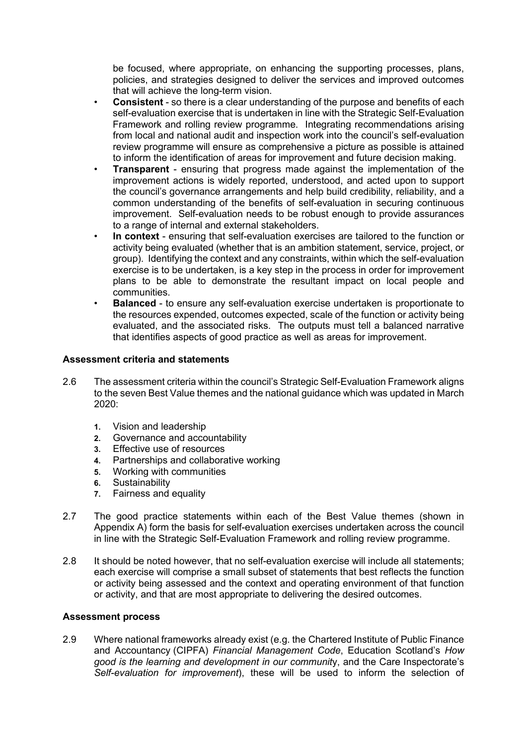be focused, where appropriate, on enhancing the supporting processes, plans, policies, and strategies designed to deliver the services and improved outcomes that will achieve the long-term vision.

- **Consistent** - so there is a clear understanding of the purpose and benefits of each self-evaluation exercise that is undertaken in line with the Strategic Self-Evaluation Framework and rolling review programme. Integrating recommendations arising from local and national audit and inspection work into the council's self-evaluation review programme will ensure as comprehensive a picture as possible is attained to inform the identification of areas for improvement and future decision making.
- **Transparent** - ensuring that progress made against the implementation of the improvement actions is widely reported, understood, and acted upon to support the council's governance arrangements and help build credibility, reliability, and a common understanding of the benefits of self-evaluation in securing continuous improvement. Self-evaluation needs to be robust enough to provide assurances to a range of internal and external stakeholders.
- **In context** - ensuring that self-evaluation exercises are tailored to the function or activity being evaluated (whether that is an ambition statement, service, project, or group). Identifying the context and any constraints, within which the self-evaluation exercise is to be undertaken, is a key step in the process in order for improvement plans to be able to demonstrate the resultant impact on local people and communities.
- **Balanced** - to ensure any self-evaluation exercise undertaken is proportionate to the resources expended, outcomes expected, scale of the function or activity being evaluated, and the associated risks. The outputs must tell a balanced narrative that identifies aspects of good practice as well as areas for improvement.

**Assessment criteria and statements**

2.6 The assessment criteria within the council's Strategic Self-Evaluation Framework aligns to the seven Best Value themes and the national guidance which was updated in March 2020:

1. Vision and leadership
2. Governance and accountability
3. Effective use of resources
4. Partnerships and collaborative working
5. Working with communities
6. Sustainability
7. Fairness and equality

2.7 The good practice statements within each of the Best Value themes (shown in Appendix A) form the basis for self-evaluation exercises undertaken across the council in line with the Strategic Self-Evaluation Framework and rolling review programme.

2.8 It should be noted however, that no self-evaluation exercise will include all statements; each exercise will comprise a small subset of statements that best reflects the function or activity being assessed and the context and operating environment of that function or activity, and that are most appropriate to delivering the desired outcomes.

**Assessment process**

2.9 Where national frameworks already exist (e.g. the Chartered Institute of Public Finance and Accountancy (CIPFA) *Financial Management Code*, Education Scotland's *How good is the learning and development in our community*, and the Care Inspectorate's *Self-evaluation for improvement*), these will be used to inform the selection of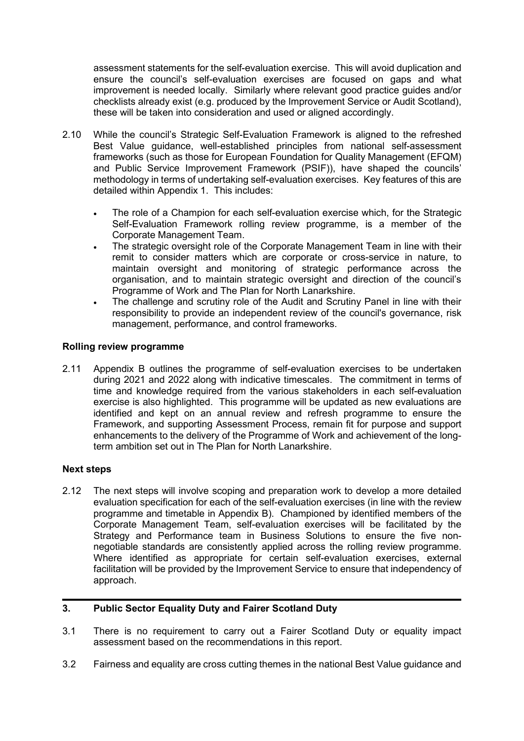assessment statements for the self-evaluation exercise. This will avoid duplication and ensure the council's self-evaluation exercises are focused on gaps and what improvement is needed locally. Similarly where relevant good practice guides and/or checklists already exist (e.g. produced by the Improvement Service or Audit Scotland), these will be taken into consideration and used or aligned accordingly.

2.10 While the council's Strategic Self-Evaluation Framework is aligned to the refreshed Best Value guidance, well-established principles from national self-assessment frameworks (such as those for European Foundation for Quality Management (EFQM) and Public Service Improvement Framework (PSIF)), have shaped the councils' methodology in terms of undertaking self-evaluation exercises. Key features of this are detailed within Appendix 1. This includes:

- The role of a Champion for each self-evaluation exercise which, for the Strategic Self-Evaluation Framework rolling review programme, is a member of the Corporate Management Team.
- The strategic oversight role of the Corporate Management Team in line with their remit to consider matters which are corporate or cross-service in nature, to maintain oversight and monitoring of strategic performance across the organisation, and to maintain strategic oversight and direction of the council's Programme of Work and The Plan for North Lanarkshire.
- The challenge and scrutiny role of the Audit and Scrutiny Panel in line with their responsibility to provide an independent review of the council's governance, risk management, performance, and control frameworks.

**Rolling review programme**

2.11 Appendix B outlines the programme of self-evaluation exercises to be undertaken during 2021 and 2022 along with indicative timescales. The commitment in terms of time and knowledge required from the various stakeholders in each self-evaluation exercise is also highlighted. This programme will be updated as new evaluations are identified and kept on an annual review and refresh programme to ensure the Framework, and supporting Assessment Process, remain fit for purpose and support enhancements to the delivery of the Programme of Work and achievement of the long-term ambition set out in The Plan for North Lanarkshire.

**Next steps**

2.12 The next steps will involve scoping and preparation work to develop a more detailed evaluation specification for each of the self-evaluation exercises (in line with the review programme and timetable in Appendix B). Championed by identified members of the Corporate Management Team, self-evaluation exercises will be facilitated by the Strategy and Performance team in Business Solutions to ensure the five non-negotiable standards are consistently applied across the rolling review programme. Where identified as appropriate for certain self-evaluation exercises, external facilitation will be provided by the Improvement Service to ensure that independency of approach.

## 3. Public Sector Equality Duty and Fairer Scotland Duty

3.1 There is no requirement to carry out a Fairer Scotland Duty or equality impact assessment based on the recommendations in this report.

3.2 Fairness and equality are cross cutting themes in the national Best Value guidance and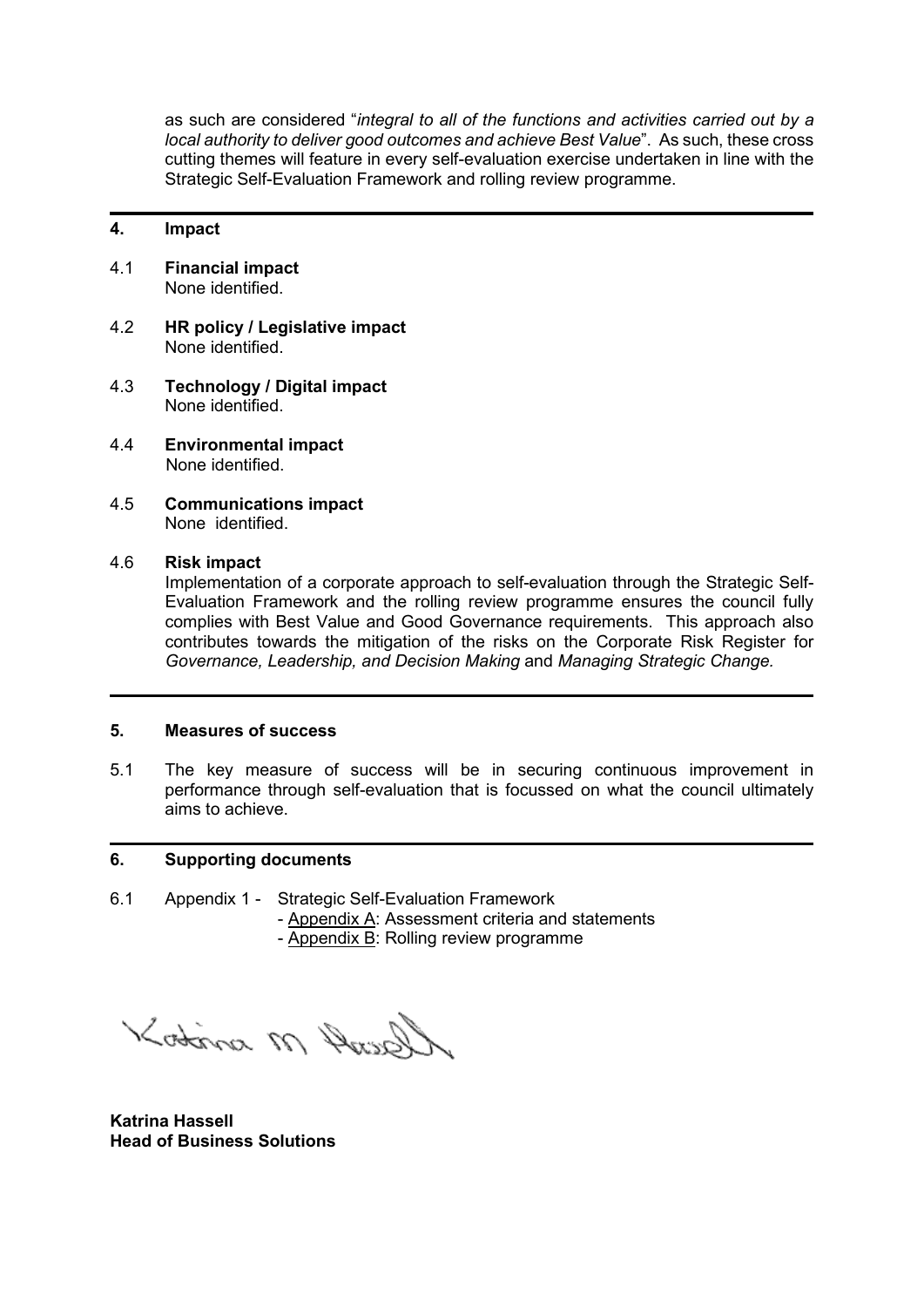as such are considered "*integral to all of the functions and activities carried out by a local authority to deliver good outcomes and achieve Best Value*". As such, these cross cutting themes will feature in every self-evaluation exercise undertaken in line with the Strategic Self-Evaluation Framework and rolling review programme.

## 4. Impact

4.1 **Financial impact**
None identified.

4.2 **HR policy / Legislative impact**
None identified.

4.3 **Technology / Digital impact**
None identified.

4.4 **Environmental impact**
None identified.

4.5 **Communications impact**
None identified.

4.6 **Risk impact**
Implementation of a corporate approach to self-evaluation through the Strategic Self-Evaluation Framework and the rolling review programme ensures the council fully complies with Best Value and Good Governance requirements. This approach also contributes towards the mitigation of the risks on the Corporate Risk Register for *Governance, Leadership, and Decision Making* and *Managing Strategic Change.*

## 5. Measures of success

5.1 The key measure of success will be in securing continuous improvement in performance through self-evaluation that is focussed on what the council ultimately aims to achieve.

## 6. Supporting documents

6.1 Appendix 1 - Strategic Self-Evaluation Framework
- Appendix A: Assessment criteria and statements
- Appendix B: Rolling review programme

**Katrina Hassell**
**Head of Business Solutions**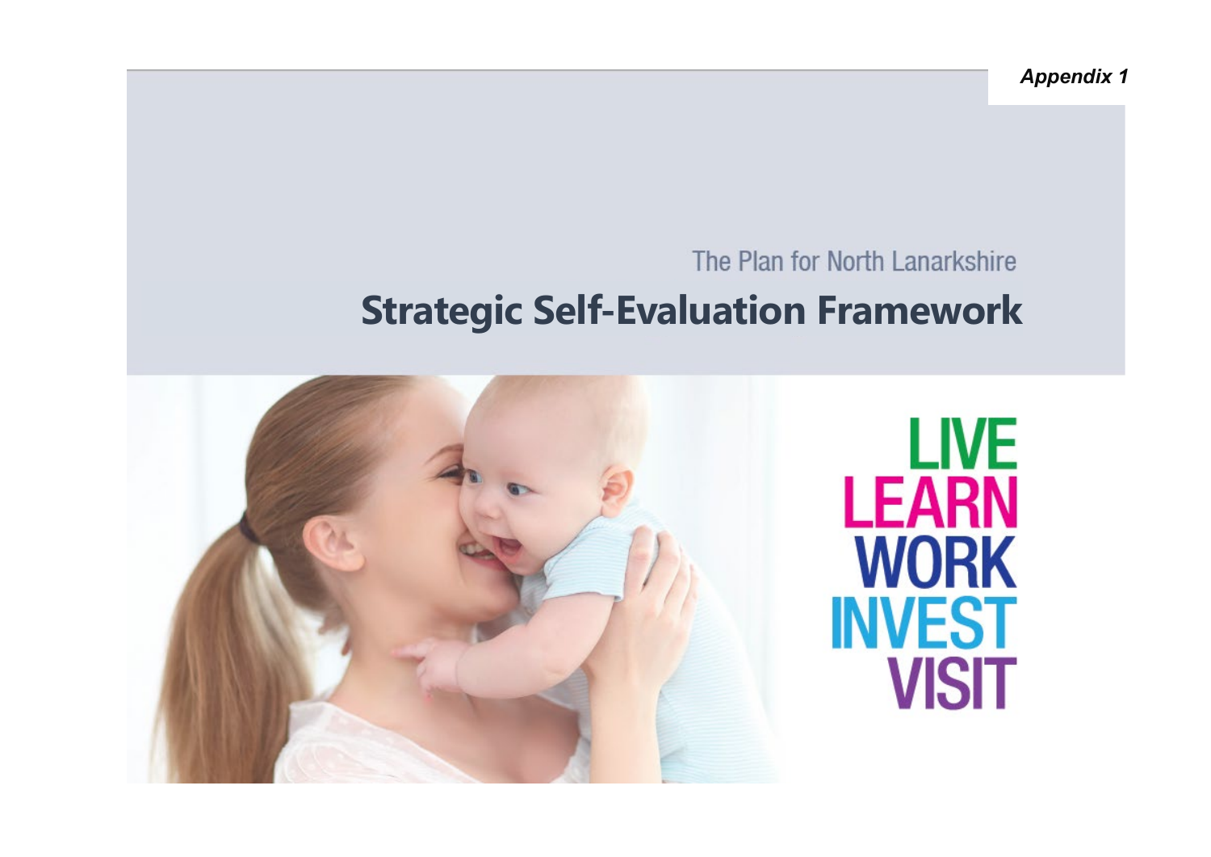*Appendix 1*

The Plan for North Lanarkshire

# Strategic Self-Evaluation Framework

LIVE
LEARN
WORK
INVEST
VISIT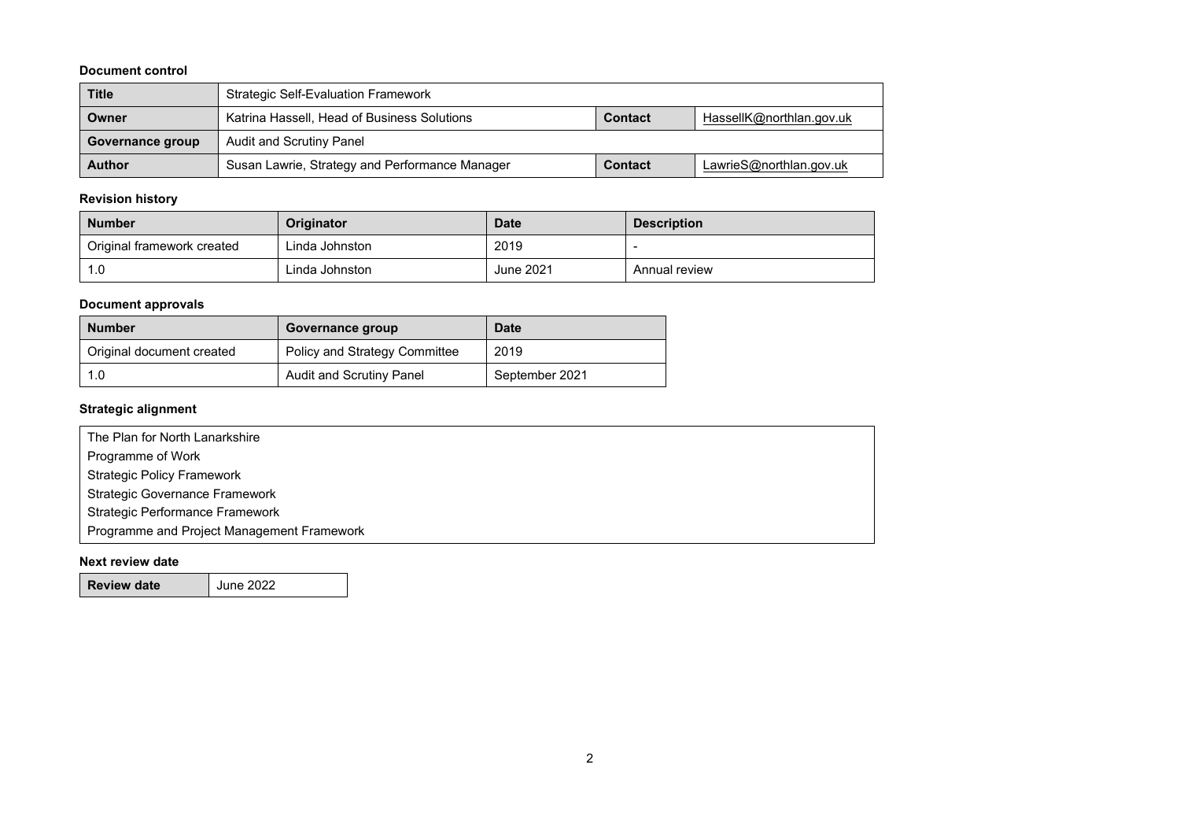**Document control**

| Title | Strategic Self-Evaluation Framework | | |
|---|---|---|---|
| Owner | Katrina Hassell, Head of Business Solutions | Contact | HassellK@northlan.gov.uk |
| Governance group | Audit and Scrutiny Panel | | |
| Author | Susan Lawrie, Strategy and Performance Manager | Contact | LawrieS@northlan.gov.uk |

**Revision history**

| Number | Originator | Date | Description |
|---|---|---|---|
| Original framework created | Linda Johnston | 2019 | - |
| 1.0 | Linda Johnston | June 2021 | Annual review |

**Document approvals**

| Number | Governance group | Date |
|---|---|---|
| Original document created | Policy and Strategy Committee | 2019 |
| 1.0 | Audit and Scrutiny Panel | September 2021 |

**Strategic alignment**

| |
|---|
| The Plan for North Lanarkshire |
| Programme of Work |
| Strategic Policy Framework |
| Strategic Governance Framework |
| Strategic Performance Framework |
| Programme and Project Management Framework |

**Next review date**

| Review date | June 2022 |
|---|---|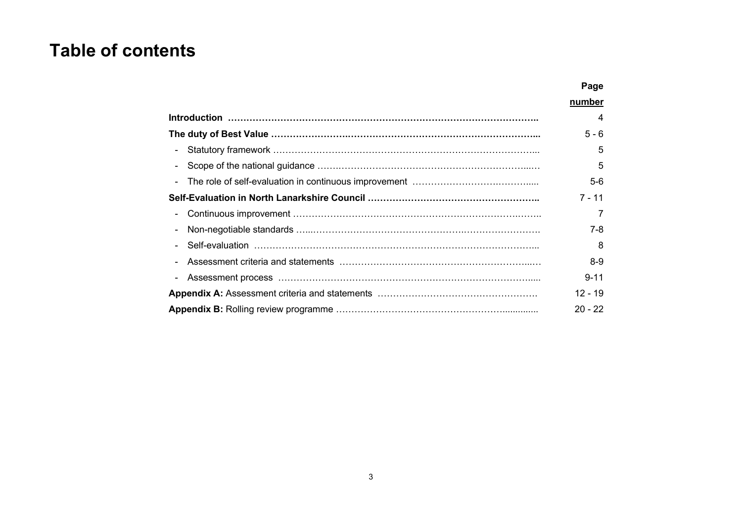# Table of contents

| | Page number |
|---|---|
| **Introduction** | 4 |
| **The duty of Best Value** | 5 - 6 |
| - Statutory framework | 5 |
| - Scope of the national guidance | 5 |
| - The role of self-evaluation in continuous improvement | 5-6 |
| **Self-Evaluation in North Lanarkshire Council** | 7 - 11 |
| - Continuous improvement | 7 |
| - Non-negotiable standards | 7-8 |
| - Self-evaluation | 8 |
| - Assessment criteria and statements | 8-9 |
| - Assessment process | 9-11 |
| **Appendix A:** Assessment criteria and statements | 12 - 19 |
| **Appendix B:** Rolling review programme | 20 - 22 |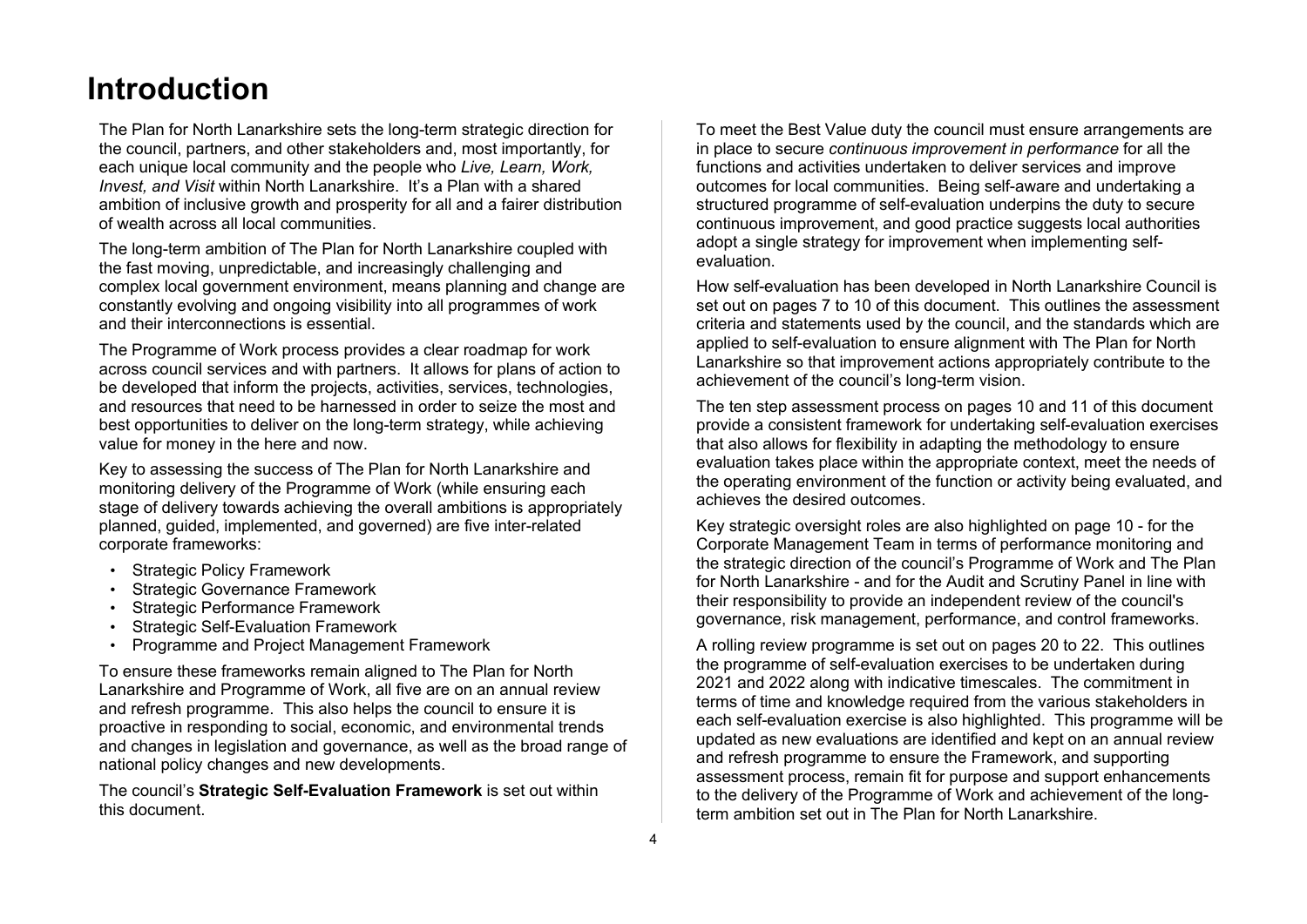# Introduction

The Plan for North Lanarkshire sets the long-term strategic direction for the council, partners, and other stakeholders and, most importantly, for each unique local community and the people who *Live, Learn, Work, Invest, and Visit* within North Lanarkshire. It's a Plan with a shared ambition of inclusive growth and prosperity for all and a fairer distribution of wealth across all local communities.

The long-term ambition of The Plan for North Lanarkshire coupled with the fast moving, unpredictable, and increasingly challenging and complex local government environment, means planning and change are constantly evolving and ongoing visibility into all programmes of work and their interconnections is essential.

The Programme of Work process provides a clear roadmap for work across council services and with partners. It allows for plans of action to be developed that inform the projects, activities, services, technologies, and resources that need to be harnessed in order to seize the most and best opportunities to deliver on the long-term strategy, while achieving value for money in the here and now.

Key to assessing the success of The Plan for North Lanarkshire and monitoring delivery of the Programme of Work (while ensuring each stage of delivery towards achieving the overall ambitions is appropriately planned, guided, implemented, and governed) are five inter-related corporate frameworks:

- Strategic Policy Framework
- Strategic Governance Framework
- Strategic Performance Framework
- Strategic Self-Evaluation Framework
- Programme and Project Management Framework

To ensure these frameworks remain aligned to The Plan for North Lanarkshire and Programme of Work, all five are on an annual review and refresh programme. This also helps the council to ensure it is proactive in responding to social, economic, and environmental trends and changes in legislation and governance, as well as the broad range of national policy changes and new developments.

The council's **Strategic Self-Evaluation Framework** is set out within this document.

To meet the Best Value duty the council must ensure arrangements are in place to secure *continuous improvement in performance* for all the functions and activities undertaken to deliver services and improve outcomes for local communities. Being self-aware and undertaking a structured programme of self-evaluation underpins the duty to secure continuous improvement, and good practice suggests local authorities adopt a single strategy for improvement when implementing self-evaluation.

How self-evaluation has been developed in North Lanarkshire Council is set out on pages 7 to 10 of this document. This outlines the assessment criteria and statements used by the council, and the standards which are applied to self-evaluation to ensure alignment with The Plan for North Lanarkshire so that improvement actions appropriately contribute to the achievement of the council's long-term vision.

The ten step assessment process on pages 10 and 11 of this document provide a consistent framework for undertaking self-evaluation exercises that also allows for flexibility in adapting the methodology to ensure evaluation takes place within the appropriate context, meet the needs of the operating environment of the function or activity being evaluated, and achieves the desired outcomes.

Key strategic oversight roles are also highlighted on page 10 - for the Corporate Management Team in terms of performance monitoring and the strategic direction of the council's Programme of Work and The Plan for North Lanarkshire - and for the Audit and Scrutiny Panel in line with their responsibility to provide an independent review of the council's governance, risk management, performance, and control frameworks.

A rolling review programme is set out on pages 20 to 22. This outlines the programme of self-evaluation exercises to be undertaken during 2021 and 2022 along with indicative timescales. The commitment in terms of time and knowledge required from the various stakeholders in each self-evaluation exercise is also highlighted. This programme will be updated as new evaluations are identified and kept on an annual review and refresh programme to ensure the Framework, and supporting assessment process, remain fit for purpose and support enhancements to the delivery of the Programme of Work and achievement of the long-term ambition set out in The Plan for North Lanarkshire.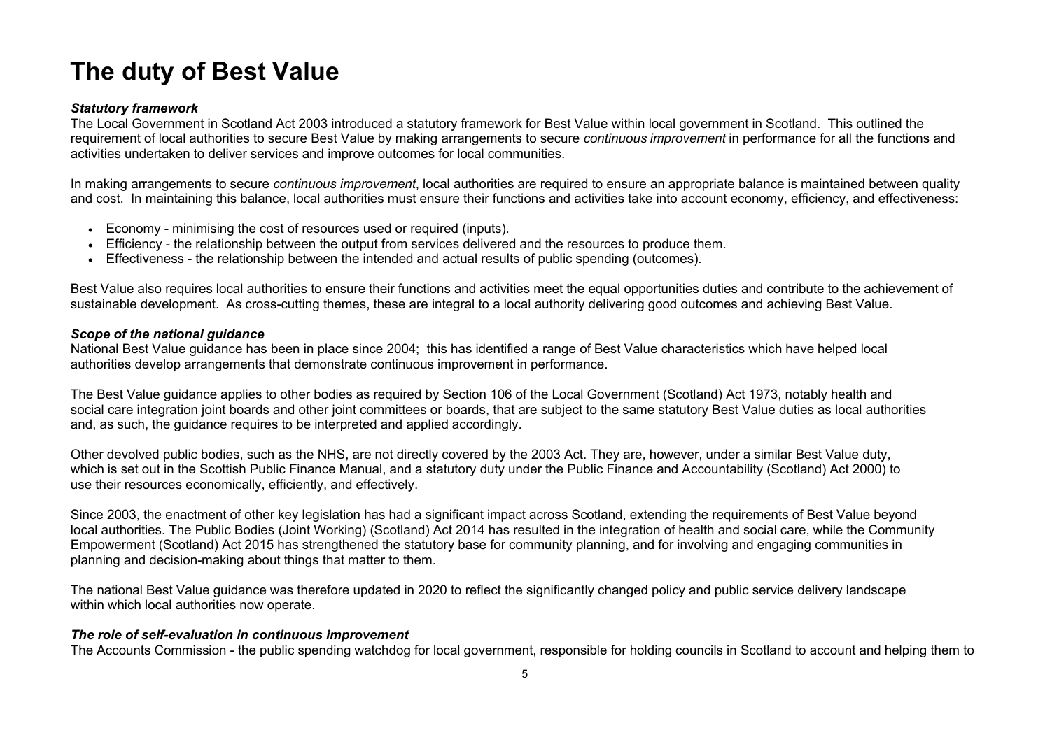# The duty of Best Value

***Statutory framework***

The Local Government in Scotland Act 2003 introduced a statutory framework for Best Value within local government in Scotland. This outlined the requirement of local authorities to secure Best Value by making arrangements to secure *continuous improvement* in performance for all the functions and activities undertaken to deliver services and improve outcomes for local communities.

In making arrangements to secure *continuous improvement*, local authorities are required to ensure an appropriate balance is maintained between quality and cost. In maintaining this balance, local authorities must ensure their functions and activities take into account economy, efficiency, and effectiveness:

- Economy - minimising the cost of resources used or required (inputs).
- Efficiency - the relationship between the output from services delivered and the resources to produce them.
- Effectiveness - the relationship between the intended and actual results of public spending (outcomes).

Best Value also requires local authorities to ensure their functions and activities meet the equal opportunities duties and contribute to the achievement of sustainable development. As cross-cutting themes, these are integral to a local authority delivering good outcomes and achieving Best Value.

***Scope of the national guidance***

National Best Value guidance has been in place since 2004; this has identified a range of Best Value characteristics which have helped local authorities develop arrangements that demonstrate continuous improvement in performance.

The Best Value guidance applies to other bodies as required by Section 106 of the Local Government (Scotland) Act 1973, notably health and social care integration joint boards and other joint committees or boards, that are subject to the same statutory Best Value duties as local authorities and, as such, the guidance requires to be interpreted and applied accordingly.

Other devolved public bodies, such as the NHS, are not directly covered by the 2003 Act. They are, however, under a similar Best Value duty, which is set out in the Scottish Public Finance Manual, and a statutory duty under the Public Finance and Accountability (Scotland) Act 2000) to use their resources economically, efficiently, and effectively.

Since 2003, the enactment of other key legislation has had a significant impact across Scotland, extending the requirements of Best Value beyond local authorities. The Public Bodies (Joint Working) (Scotland) Act 2014 has resulted in the integration of health and social care, while the Community Empowerment (Scotland) Act 2015 has strengthened the statutory base for community planning, and for involving and engaging communities in planning and decision-making about things that matter to them.

The national Best Value guidance was therefore updated in 2020 to reflect the significantly changed policy and public service delivery landscape within which local authorities now operate.

***The role of self-evaluation in continuous improvement***

The Accounts Commission - the public spending watchdog for local government, responsible for holding councils in Scotland to account and helping them to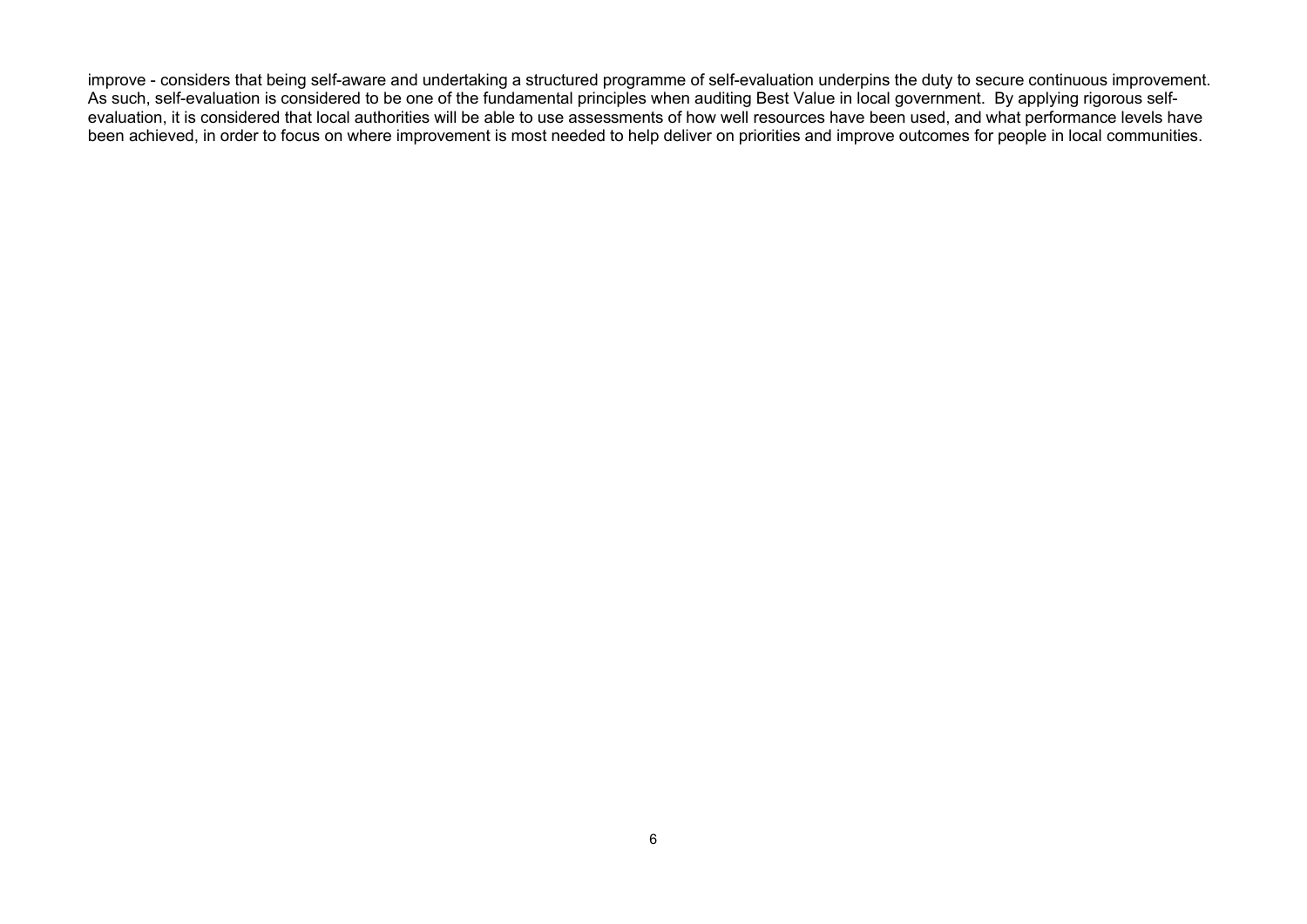improve - considers that being self-aware and undertaking a structured programme of self-evaluation underpins the duty to secure continuous improvement. As such, self-evaluation is considered to be one of the fundamental principles when auditing Best Value in local government. By applying rigorous self-evaluation, it is considered that local authorities will be able to use assessments of how well resources have been used, and what performance levels have been achieved, in order to focus on where improvement is most needed to help deliver on priorities and improve outcomes for people in local communities.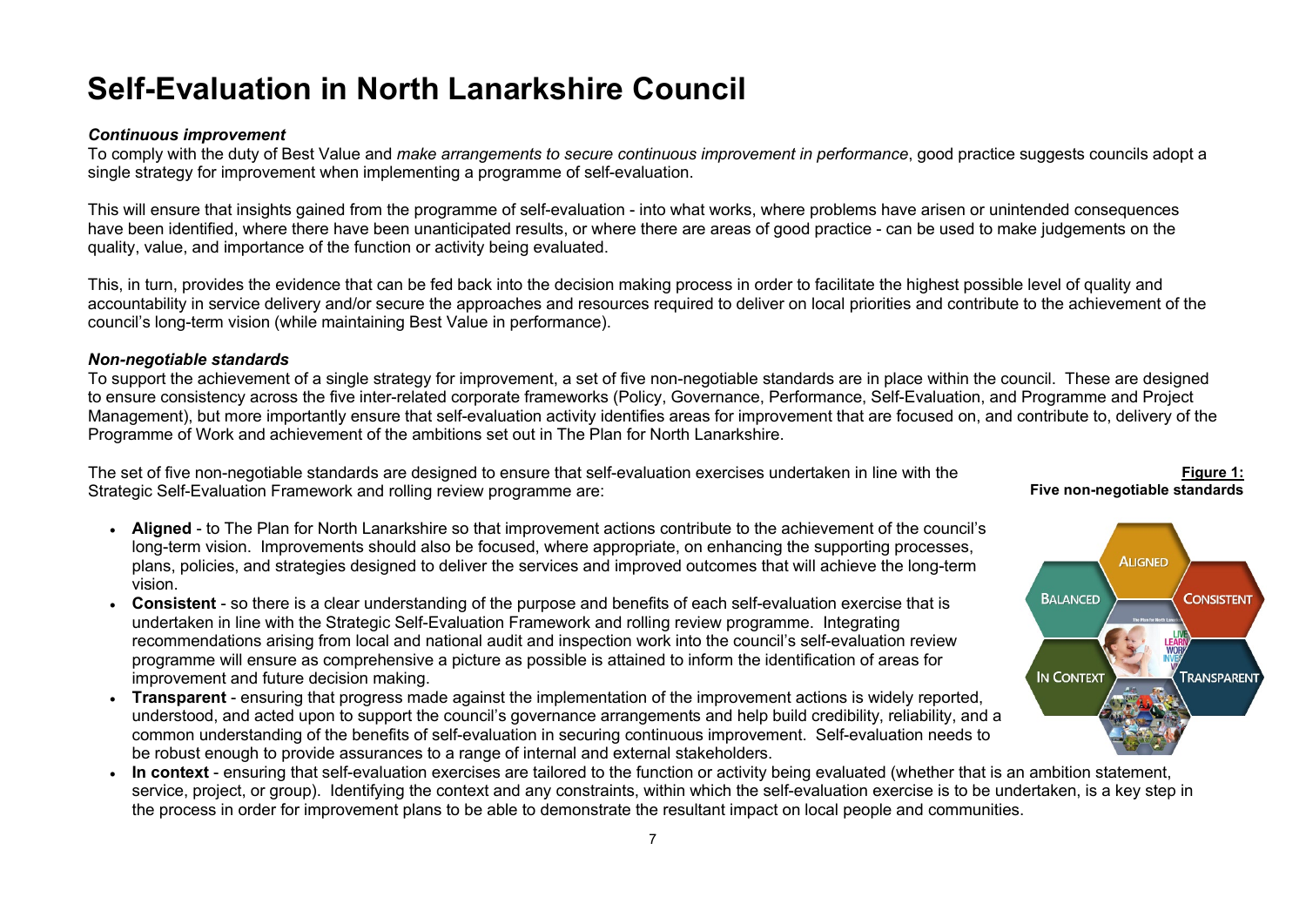# Self-Evaluation in North Lanarkshire Council

***Continuous improvement***

To comply with the duty of Best Value and *make arrangements to secure continuous improvement in performance*, good practice suggests councils adopt a single strategy for improvement when implementing a programme of self-evaluation.

This will ensure that insights gained from the programme of self-evaluation - into what works, where problems have arisen or unintended consequences have been identified, where there have been unanticipated results, or where there are areas of good practice - can be used to make judgements on the quality, value, and importance of the function or activity being evaluated.

This, in turn, provides the evidence that can be fed back into the decision making process in order to facilitate the highest possible level of quality and accountability in service delivery and/or secure the approaches and resources required to deliver on local priorities and contribute to the achievement of the council's long-term vision (while maintaining Best Value in performance).

***Non-negotiable standards***

To support the achievement of a single strategy for improvement, a set of five non-negotiable standards are in place within the council. These are designed to ensure consistency across the five inter-related corporate frameworks (Policy, Governance, Performance, Self-Evaluation, and Programme and Project Management), but more importantly ensure that self-evaluation activity identifies areas for improvement that are focused on, and contribute to, delivery of the Programme of Work and achievement of the ambitions set out in The Plan for North Lanarkshire.

The set of five non-negotiable standards are designed to ensure that self-evaluation exercises undertaken in line with the Strategic Self-Evaluation Framework and rolling review programme are:

**Figure 1: Five non-negotiable standards**

- **Aligned** - to The Plan for North Lanarkshire so that improvement actions contribute to the achievement of the council's long-term vision. Improvements should also be focused, where appropriate, on enhancing the supporting processes, plans, policies, and strategies designed to deliver the services and improved outcomes that will achieve the long-term vision.
- **Consistent** - so there is a clear understanding of the purpose and benefits of each self-evaluation exercise that is undertaken in line with the Strategic Self-Evaluation Framework and rolling review programme. Integrating recommendations arising from local and national audit and inspection work into the council's self-evaluation review programme will ensure as comprehensive a picture as possible is attained to inform the identification of areas for improvement and future decision making.
- **Transparent** - ensuring that progress made against the implementation of the improvement actions is widely reported, understood, and acted upon to support the council's governance arrangements and help build credibility, reliability, and a common understanding of the benefits of self-evaluation in securing continuous improvement. Self-evaluation needs to be robust enough to provide assurances to a range of internal and external stakeholders.
- **In context** - ensuring that self-evaluation exercises are tailored to the function or activity being evaluated (whether that is an ambition statement, service, project, or group). Identifying the context and any constraints, within which the self-evaluation exercise is to be undertaken, is a key step in the process in order for improvement plans to be able to demonstrate the resultant impact on local people and communities.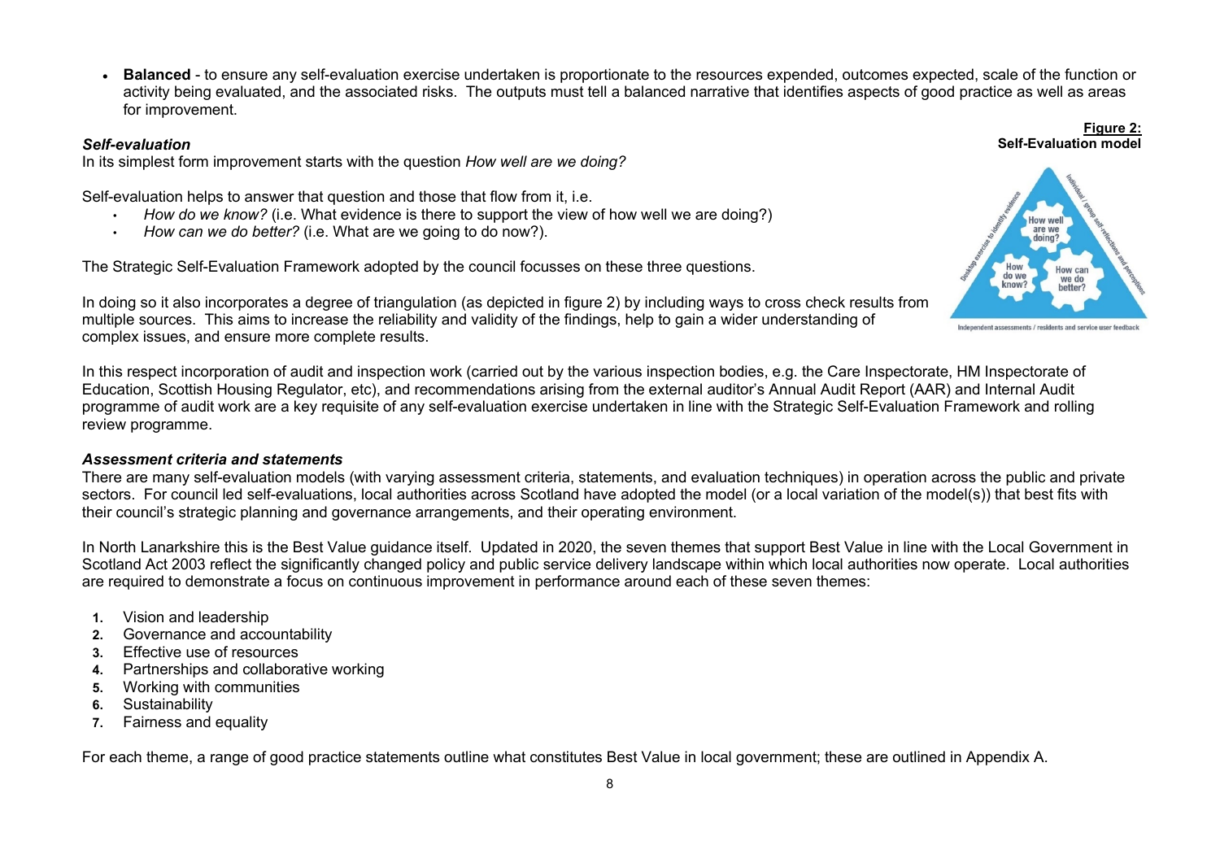- **Balanced** - to ensure any self-evaluation exercise undertaken is proportionate to the resources expended, outcomes expected, scale of the function or activity being evaluated, and the associated risks. The outputs must tell a balanced narrative that identifies aspects of good practice as well as areas for improvement.

### *Self-evaluation*

In its simplest form improvement starts with the question *How well are we doing?*

Self-evaluation helps to answer that question and those that flow from it, i.e.

- *How do we know?* (i.e. What evidence is there to support the view of how well we are doing?)
- *How can we do better?* (i.e. What are we going to do now?).

The Strategic Self-Evaluation Framework adopted by the council focusses on these three questions.

In doing so it also incorporates a degree of triangulation (as depicted in figure 2) by including ways to cross check results from multiple sources. This aims to increase the reliability and validity of the findings, help to gain a wider understanding of complex issues, and ensure more complete results.

**Figure 2: Self-Evaluation model**

In this respect incorporation of audit and inspection work (carried out by the various inspection bodies, e.g. the Care Inspectorate, HM Inspectorate of Education, Scottish Housing Regulator, etc), and recommendations arising from the external auditor's Annual Audit Report (AAR) and Internal Audit programme of audit work are a key requisite of any self-evaluation exercise undertaken in line with the Strategic Self-Evaluation Framework and rolling review programme.

### *Assessment criteria and statements*

There are many self-evaluation models (with varying assessment criteria, statements, and evaluation techniques) in operation across the public and private sectors. For council led self-evaluations, local authorities across Scotland have adopted the model (or a local variation of the model(s)) that best fits with their council's strategic planning and governance arrangements, and their operating environment.

In North Lanarkshire this is the Best Value guidance itself. Updated in 2020, the seven themes that support Best Value in line with the Local Government in Scotland Act 2003 reflect the significantly changed policy and public service delivery landscape within which local authorities now operate. Local authorities are required to demonstrate a focus on continuous improvement in performance around each of these seven themes:

1. Vision and leadership
2. Governance and accountability
3. Effective use of resources
4. Partnerships and collaborative working
5. Working with communities
6. Sustainability
7. Fairness and equality

For each theme, a range of good practice statements outline what constitutes Best Value in local government; these are outlined in Appendix A.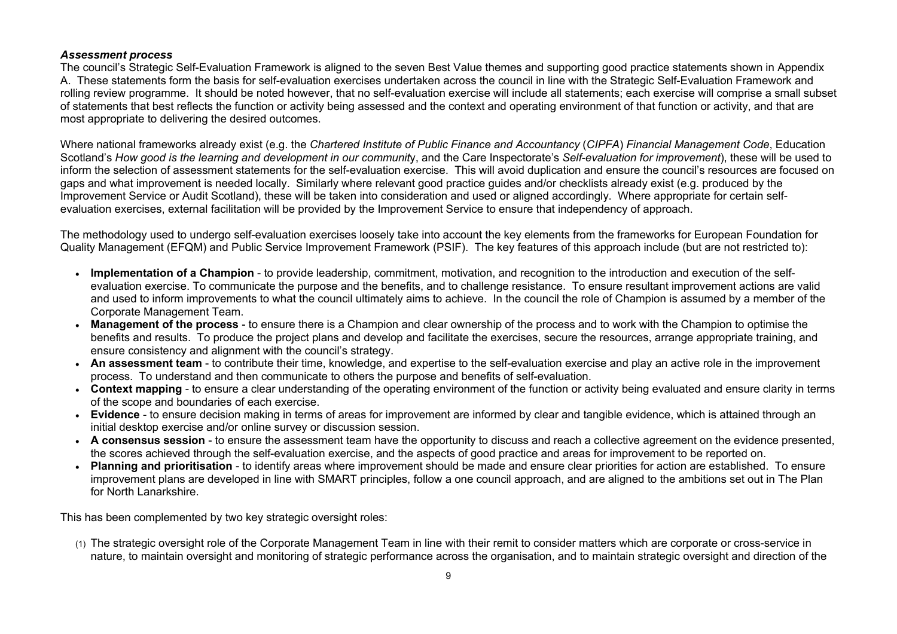***Assessment process***

The council's Strategic Self-Evaluation Framework is aligned to the seven Best Value themes and supporting good practice statements shown in Appendix A. These statements form the basis for self-evaluation exercises undertaken across the council in line with the Strategic Self-Evaluation Framework and rolling review programme. It should be noted however, that no self-evaluation exercise will include all statements; each exercise will comprise a small subset of statements that best reflects the function or activity being assessed and the context and operating environment of that function or activity, and that are most appropriate to delivering the desired outcomes.

Where national frameworks already exist (e.g. the *Chartered Institute of Public Finance and Accountancy* (*CIPFA*) *Financial Management Code*, Education Scotland's *How good is the learning and development in our communit*y, and the Care Inspectorate's *Self-evaluation for improvement*), these will be used to inform the selection of assessment statements for the self-evaluation exercise. This will avoid duplication and ensure the council's resources are focused on gaps and what improvement is needed locally. Similarly where relevant good practice guides and/or checklists already exist (e.g. produced by the Improvement Service or Audit Scotland), these will be taken into consideration and used or aligned accordingly. Where appropriate for certain self-evaluation exercises, external facilitation will be provided by the Improvement Service to ensure that independency of approach.

The methodology used to undergo self-evaluation exercises loosely take into account the key elements from the frameworks for European Foundation for Quality Management (EFQM) and Public Service Improvement Framework (PSIF). The key features of this approach include (but are not restricted to):

- **Implementation of a Champion** - to provide leadership, commitment, motivation, and recognition to the introduction and execution of the self-evaluation exercise. To communicate the purpose and the benefits, and to challenge resistance. To ensure resultant improvement actions are valid and used to inform improvements to what the council ultimately aims to achieve. In the council the role of Champion is assumed by a member of the Corporate Management Team.
- **Management of the process** - to ensure there is a Champion and clear ownership of the process and to work with the Champion to optimise the benefits and results. To produce the project plans and develop and facilitate the exercises, secure the resources, arrange appropriate training, and ensure consistency and alignment with the council's strategy.
- **An assessment team** - to contribute their time, knowledge, and expertise to the self-evaluation exercise and play an active role in the improvement process. To understand and then communicate to others the purpose and benefits of self-evaluation.
- **Context mapping** - to ensure a clear understanding of the operating environment of the function or activity being evaluated and ensure clarity in terms of the scope and boundaries of each exercise.
- **Evidence** - to ensure decision making in terms of areas for improvement are informed by clear and tangible evidence, which is attained through an initial desktop exercise and/or online survey or discussion session.
- **A consensus session** - to ensure the assessment team have the opportunity to discuss and reach a collective agreement on the evidence presented, the scores achieved through the self-evaluation exercise, and the aspects of good practice and areas for improvement to be reported on.
- **Planning and prioritisation** - to identify areas where improvement should be made and ensure clear priorities for action are established. To ensure improvement plans are developed in line with SMART principles, follow a one council approach, and are aligned to the ambitions set out in The Plan for North Lanarkshire.

This has been complemented by two key strategic oversight roles:

(1) The strategic oversight role of the Corporate Management Team in line with their remit to consider matters which are corporate or cross-service in nature, to maintain oversight and monitoring of strategic performance across the organisation, and to maintain strategic oversight and direction of the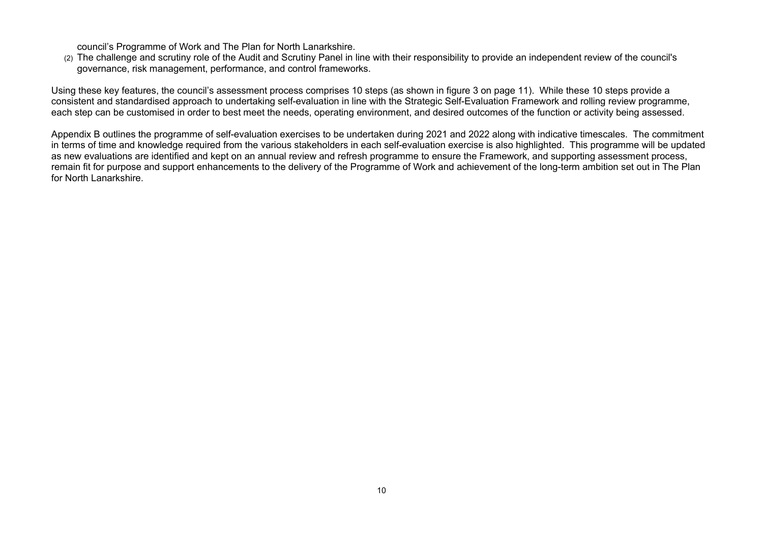council's Programme of Work and The Plan for North Lanarkshire.

(2) The challenge and scrutiny role of the Audit and Scrutiny Panel in line with their responsibility to provide an independent review of the council's governance, risk management, performance, and control frameworks.

Using these key features, the council's assessment process comprises 10 steps (as shown in figure 3 on page 11). While these 10 steps provide a consistent and standardised approach to undertaking self-evaluation in line with the Strategic Self-Evaluation Framework and rolling review programme, each step can be customised in order to best meet the needs, operating environment, and desired outcomes of the function or activity being assessed.

Appendix B outlines the programme of self-evaluation exercises to be undertaken during 2021 and 2022 along with indicative timescales. The commitment in terms of time and knowledge required from the various stakeholders in each self-evaluation exercise is also highlighted. This programme will be updated as new evaluations are identified and kept on an annual review and refresh programme to ensure the Framework, and supporting assessment process, remain fit for purpose and support enhancements to the delivery of the Programme of Work and achievement of the long-term ambition set out in The Plan for North Lanarkshire.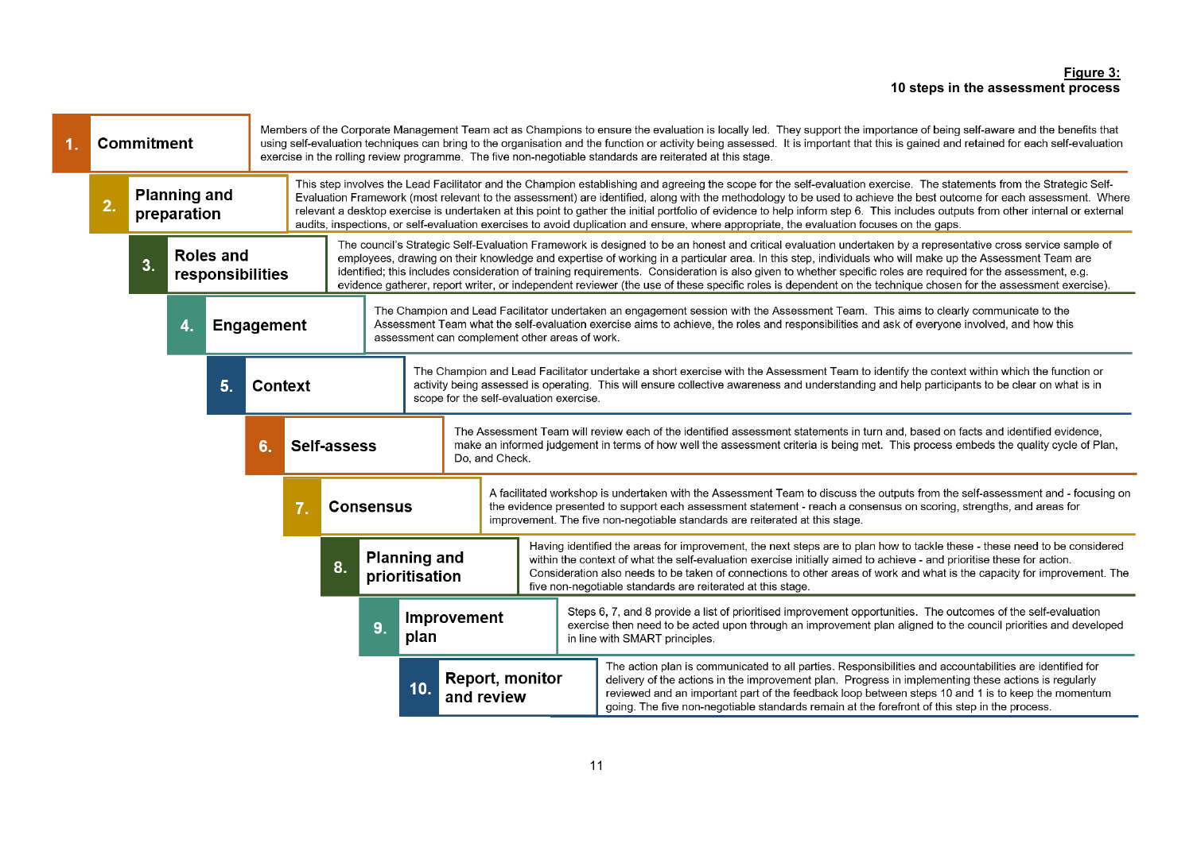**Figure 3:**
**10 steps in the assessment process**

**1. Commitment**

Members of the Corporate Management Team act as Champions to ensure the evaluation is locally led. They support the importance of being self-aware and the benefits that using self-evaluation techniques can bring to the organisation and the function or activity being assessed. It is important that this is gained and retained for each self-evaluation exercise in the rolling review programme. The five non-negotiable standards are reiterated at this stage.

**2. Planning and preparation**

This step involves the Lead Facilitator and the Champion establishing and agreeing the scope for the self-evaluation exercise. The statements from the Strategic Self-Evaluation Framework (most relevant to the assessment) are identified, along with the methodology to be used to achieve the best outcome for each assessment. Where relevant a desktop exercise is undertaken at this point to gather the initial portfolio of evidence to help inform step 6. This includes outputs from other internal or external audits, inspections, or self-evaluation exercises to avoid duplication and ensure, where appropriate, the evaluation focuses on the gaps.

**3. Roles and responsibilities**

The council's Strategic Self-Evaluation Framework is designed to be an honest and critical evaluation undertaken by a representative cross service sample of employees, drawing on their knowledge and expertise of working in a particular area. In this step, individuals who will make up the Assessment Team are identified; this includes consideration of training requirements. Consideration is also given to whether specific roles are required for the assessment, e.g. evidence gatherer, report writer, or independent reviewer (the use of these specific roles is dependent on the technique chosen for the assessment exercise).

**4. Engagement**

The Champion and Lead Facilitator undertaken an engagement session with the Assessment Team. This aims to clearly communicate to the Assessment Team what the self-evaluation exercise aims to achieve, the roles and responsibilities and ask of everyone involved, and how this assessment can complement other areas of work.

**5. Context**

The Champion and Lead Facilitator undertake a short exercise with the Assessment Team to identify the context within which the function or activity being assessed is operating. This will ensure collective awareness and understanding and help participants to be clear on what is in scope for the self-evaluation exercise.

**6. Self-assess**

The Assessment Team will review each of the identified assessment statements in turn and, based on facts and identified evidence, make an informed judgement in terms of how well the assessment criteria is being met. This process embeds the quality cycle of Plan, Do, and Check.

**7. Consensus**

A facilitated workshop is undertaken with the Assessment Team to discuss the outputs from the self-assessment and - focusing on the evidence presented to support each assessment statement - reach a consensus on scoring, strengths, and areas for improvement. The five non-negotiable standards are reiterated at this stage.

**8. Planning and prioritisation**

Having identified the areas for improvement, the next steps are to plan how to tackle these - these need to be considered within the context of what the self-evaluation exercise initially aimed to achieve - and prioritise these for action. Consideration also needs to be taken of connections to other areas of work and what is the capacity for improvement. The five non-negotiable standards are reiterated at this stage.

**9. Improvement plan**

Steps 6, 7, and 8 provide a list of prioritised improvement opportunities. The outcomes of the self-evaluation exercise then need to be acted upon through an improvement plan aligned to the council priorities and developed in line with SMART principles.

**10. Report, monitor and review**

The action plan is communicated to all parties. Responsibilities and accountabilities are identified for delivery of the actions in the improvement plan. Progress in implementing these actions is regularly reviewed and an important part of the feedback loop between steps 10 and 1 is to keep the momentum going. The five non-negotiable standards remain at the forefront of this step in the process.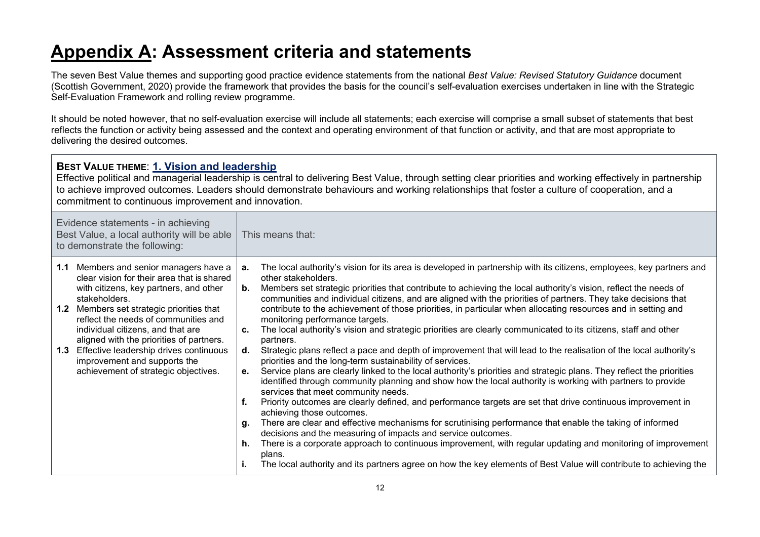# Appendix A: Assessment criteria and statements

The seven Best Value themes and supporting good practice evidence statements from the national *Best Value: Revised Statutory Guidance* document (Scottish Government, 2020) provide the framework that provides the basis for the council's self-evaluation exercises undertaken in line with the Strategic Self-Evaluation Framework and rolling review programme.

It should be noted however, that no self-evaluation exercise will include all statements; each exercise will comprise a small subset of statements that best reflects the function or activity being assessed and the context and operating environment of that function or activity, and that are most appropriate to delivering the desired outcomes.

**BEST VALUE THEME**: **1. Vision and leadership**

Effective political and managerial leadership is central to delivering Best Value, through setting clear priorities and working effectively in partnership to achieve improved outcomes. Leaders should demonstrate behaviours and working relationships that foster a culture of cooperation, and a commitment to continuous improvement and innovation.

| Evidence statements - in achieving Best Value, a local authority will be able to demonstrate the following: | This means that: |
|---|---|
| **1.1** Members and senior managers have a clear vision for their area that is shared with citizens, key partners, and other stakeholders.<br>**1.2** Members set strategic priorities that reflect the needs of communities and individual citizens, and that are aligned with the priorities of partners.<br>**1.3** Effective leadership drives continuous improvement and supports the achievement of strategic objectives. | **a.** The local authority's vision for its area is developed in partnership with its citizens, employees, key partners and other stakeholders.<br>**b.** Members set strategic priorities that contribute to achieving the local authority's vision, reflect the needs of communities and individual citizens, and are aligned with the priorities of partners. They take decisions that contribute to the achievement of those priorities, in particular when allocating resources and in setting and monitoring performance targets.<br>**c.** The local authority's vision and strategic priorities are clearly communicated to its citizens, staff and other partners.<br>**d.** Strategic plans reflect a pace and depth of improvement that will lead to the realisation of the local authority's priorities and the long-term sustainability of services.<br>**e.** Service plans are clearly linked to the local authority's priorities and strategic plans. They reflect the priorities identified through community planning and show how the local authority is working with partners to provide services that meet community needs.<br>**f.** Priority outcomes are clearly defined, and performance targets are set that drive continuous improvement in achieving those outcomes.<br>**g.** There are clear and effective mechanisms for scrutinising performance that enable the taking of informed decisions and the measuring of impacts and service outcomes.<br>**h.** There is a corporate approach to continuous improvement, with regular updating and monitoring of improvement plans.<br>**i.** The local authority and its partners agree on how the key elements of Best Value will contribute to achieving the |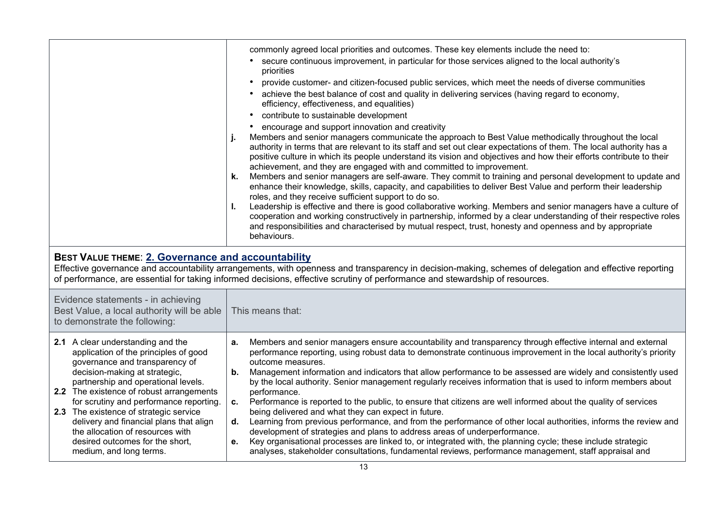| | |
|---|---|
| | commonly agreed local priorities and outcomes. These key elements include the need to:<br>• secure continuous improvement, in particular for those services aligned to the local authority's priorities<br>• provide customer- and citizen-focused public services, which meet the needs of diverse communities<br>• achieve the best balance of cost and quality in delivering services (having regard to economy, efficiency, effectiveness, and equalities)<br>• contribute to sustainable development<br>• encourage and support innovation and creativity<br>**j.** Members and senior managers communicate the approach to Best Value methodically throughout the local authority in terms that are relevant to its staff and set out clear expectations of them. The local authority has a positive culture in which its people understand its vision and objectives and how their efforts contribute to their achievement, and they are engaged with and committed to improvement.<br>**k.** Members and senior managers are self-aware. They commit to training and personal development to update and enhance their knowledge, skills, capacity, and capabilities to deliver Best Value and perform their leadership roles, and they receive sufficient support to do so.<br>**l.** Leadership is effective and there is good collaborative working. Members and senior managers have a culture of cooperation and working constructively in partnership, informed by a clear understanding of their respective roles and responsibilities and characterised by mutual respect, trust, honesty and openness and by appropriate behaviours. |

## BEST VALUE THEME: 2. Governance and accountability

Effective governance and accountability arrangements, with openness and transparency in decision-making, schemes of delegation and effective reporting of performance, are essential for taking informed decisions, effective scrutiny of performance and stewardship of resources.

| Evidence statements - in achieving Best Value, a local authority will be able to demonstrate the following: | This means that: |
|---|---|
| **2.1** A clear understanding and the application of the principles of good governance and transparency of decision-making at strategic, partnership and operational levels.<br>**2.2** The existence of robust arrangements for scrutiny and performance reporting.<br>**2.3** The existence of strategic service delivery and financial plans that align the allocation of resources with desired outcomes for the short, medium, and long terms. | **a.** Members and senior managers ensure accountability and transparency through effective internal and external performance reporting, using robust data to demonstrate continuous improvement in the local authority's priority outcome measures.<br>**b.** Management information and indicators that allow performance to be assessed are widely and consistently used by the local authority. Senior management regularly receives information that is used to inform members about performance.<br>**c.** Performance is reported to the public, to ensure that citizens are well informed about the quality of services being delivered and what they can expect in future.<br>**d.** Learning from previous performance, and from the performance of other local authorities, informs the review and development of strategies and plans to address areas of underperformance.<br>**e.** Key organisational processes are linked to, or integrated with, the planning cycle; these include strategic analyses, stakeholder consultations, fundamental reviews, performance management, staff appraisal and |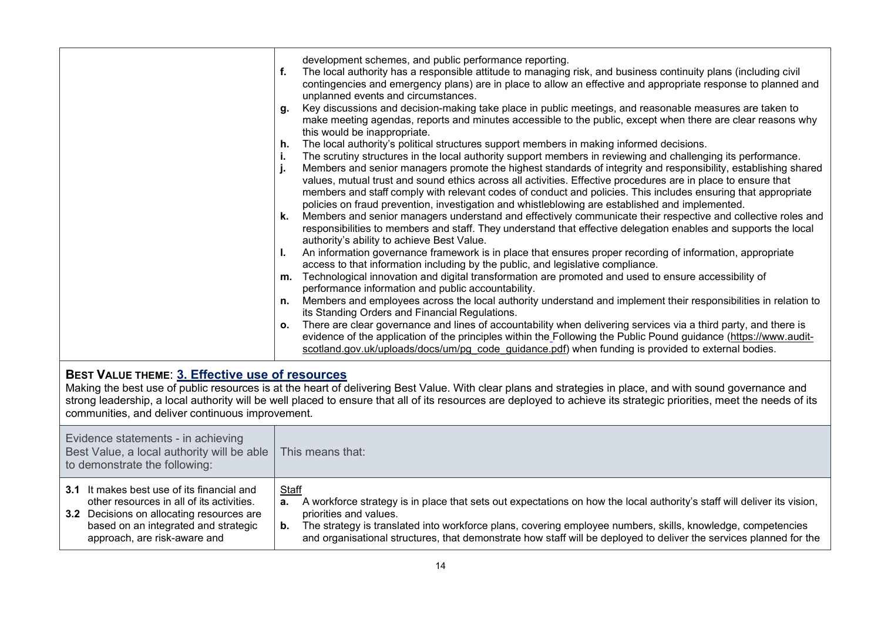| | |
|---|---|
| | development schemes, and public performance reporting.<br>**f.** The local authority has a responsible attitude to managing risk, and business continuity plans (including civil contingencies and emergency plans) are in place to allow an effective and appropriate response to planned and unplanned events and circumstances.<br>**g.** Key discussions and decision-making take place in public meetings, and reasonable measures are taken to make meeting agendas, reports and minutes accessible to the public, except when there are clear reasons why this would be inappropriate.<br>**h.** The local authority's political structures support members in making informed decisions.<br>**i.** The scrutiny structures in the local authority support members in reviewing and challenging its performance.<br>**j.** Members and senior managers promote the highest standards of integrity and responsibility, establishing shared values, mutual trust and sound ethics across all activities. Effective procedures are in place to ensure that members and staff comply with relevant codes of conduct and policies. This includes ensuring that appropriate policies on fraud prevention, investigation and whistleblowing are established and implemented.<br>**k.** Members and senior managers understand and effectively communicate their respective and collective roles and responsibilities to members and staff. They understand that effective delegation enables and supports the local authority's ability to achieve Best Value.<br>**l.** An information governance framework is in place that ensures proper recording of information, appropriate access to that information including by the public, and legislative compliance.<br>**m.** Technological innovation and digital transformation are promoted and used to ensure accessibility of performance information and public accountability.<br>**n.** Members and employees across the local authority understand and implement their responsibilities in relation to its Standing Orders and Financial Regulations.<br>**o.** There are clear governance and lines of accountability when delivering services via a third party, and there is evidence of the application of the principles within the Following the Public Pound guidance (https://www.audit-scotland.gov.uk/uploads/docs/um/pg_code_guidance.pdf) when funding is provided to external bodies. |

## BEST VALUE THEME: 3. Effective use of resources

Making the best use of public resources is at the heart of delivering Best Value. With clear plans and strategies in place, and with sound governance and strong leadership, a local authority will be well placed to ensure that all of its resources are deployed to achieve its strategic priorities, meet the needs of its communities, and deliver continuous improvement.

| Evidence statements - in achieving Best Value, a local authority will be able to demonstrate the following: | This means that: |
|---|---|
| **3.1** It makes best use of its financial and other resources in all of its activities.<br>**3.2** Decisions on allocating resources are based on an integrated and strategic approach, are risk-aware and | Staff<br>**a.** A workforce strategy is in place that sets out expectations on how the local authority's staff will deliver its vision, priorities and values.<br>**b.** The strategy is translated into workforce plans, covering employee numbers, skills, knowledge, competencies and organisational structures, that demonstrate how staff will be deployed to deliver the services planned for the |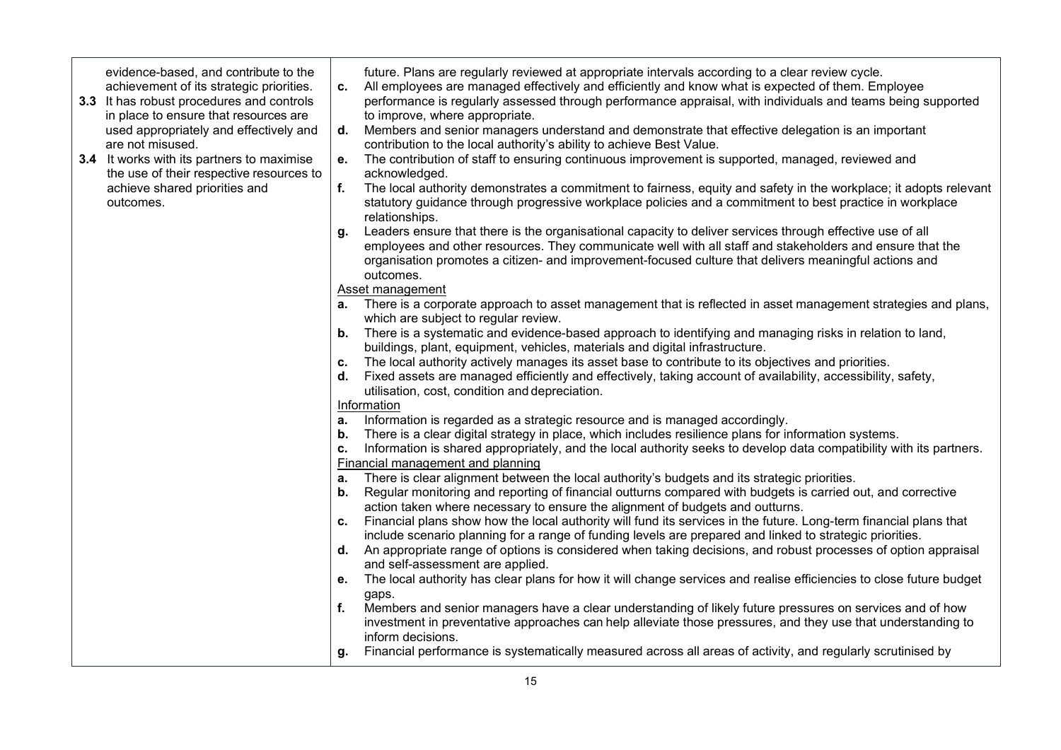| | |
|---|---|
| evidence-based, and contribute to the achievement of its strategic priorities.<br>**3.3** It has robust procedures and controls in place to ensure that resources are used appropriately and effectively and are not misused.<br>**3.4** It works with its partners to maximise the use of their respective resources to achieve shared priorities and outcomes. | future. Plans are regularly reviewed at appropriate intervals according to a clear review cycle.<br>**c.** All employees are managed effectively and efficiently and know what is expected of them. Employee performance is regularly assessed through performance appraisal, with individuals and teams being supported to improve, where appropriate.<br>**d.** Members and senior managers understand and demonstrate that effective delegation is an important contribution to the local authority's ability to achieve Best Value.<br>**e.** The contribution of staff to ensuring continuous improvement is supported, managed, reviewed and acknowledged.<br>**f.** The local authority demonstrates a commitment to fairness, equity and safety in the workplace; it adopts relevant statutory guidance through progressive workplace policies and a commitment to best practice in workplace relationships.<br>**g.** Leaders ensure that there is the organisational capacity to deliver services through effective use of all employees and other resources. They communicate well with all staff and stakeholders and ensure that the organisation promotes a citizen- and improvement-focused culture that delivers meaningful actions and outcomes.<br><u>Asset management</u><br>**a.** There is a corporate approach to asset management that is reflected in asset management strategies and plans, which are subject to regular review.<br>**b.** There is a systematic and evidence-based approach to identifying and managing risks in relation to land, buildings, plant, equipment, vehicles, materials and digital infrastructure.<br>**c.** The local authority actively manages its asset base to contribute to its objectives and priorities.<br>**d.** Fixed assets are managed efficiently and effectively, taking account of availability, accessibility, safety, utilisation, cost, condition and depreciation.<br><u>Information</u><br>**a.** Information is regarded as a strategic resource and is managed accordingly.<br>**b.** There is a clear digital strategy in place, which includes resilience plans for information systems.<br>**c.** Information is shared appropriately, and the local authority seeks to develop data compatibility with its partners.<br><u>Financial management and planning</u><br>**a.** There is clear alignment between the local authority's budgets and its strategic priorities.<br>**b.** Regular monitoring and reporting of financial outturns compared with budgets is carried out, and corrective action taken where necessary to ensure the alignment of budgets and outturns.<br>**c.** Financial plans show how the local authority will fund its services in the future. Long-term financial plans that include scenario planning for a range of funding levels are prepared and linked to strategic priorities.<br>**d.** An appropriate range of options is considered when taking decisions, and robust processes of option appraisal and self-assessment are applied.<br>**e.** The local authority has clear plans for how it will change services and realise efficiencies to close future budget gaps.<br>**f.** Members and senior managers have a clear understanding of likely future pressures on services and of how investment in preventative approaches can help alleviate those pressures, and they use that understanding to inform decisions.<br>**g.** Financial performance is systematically measured across all areas of activity, and regularly scrutinised by |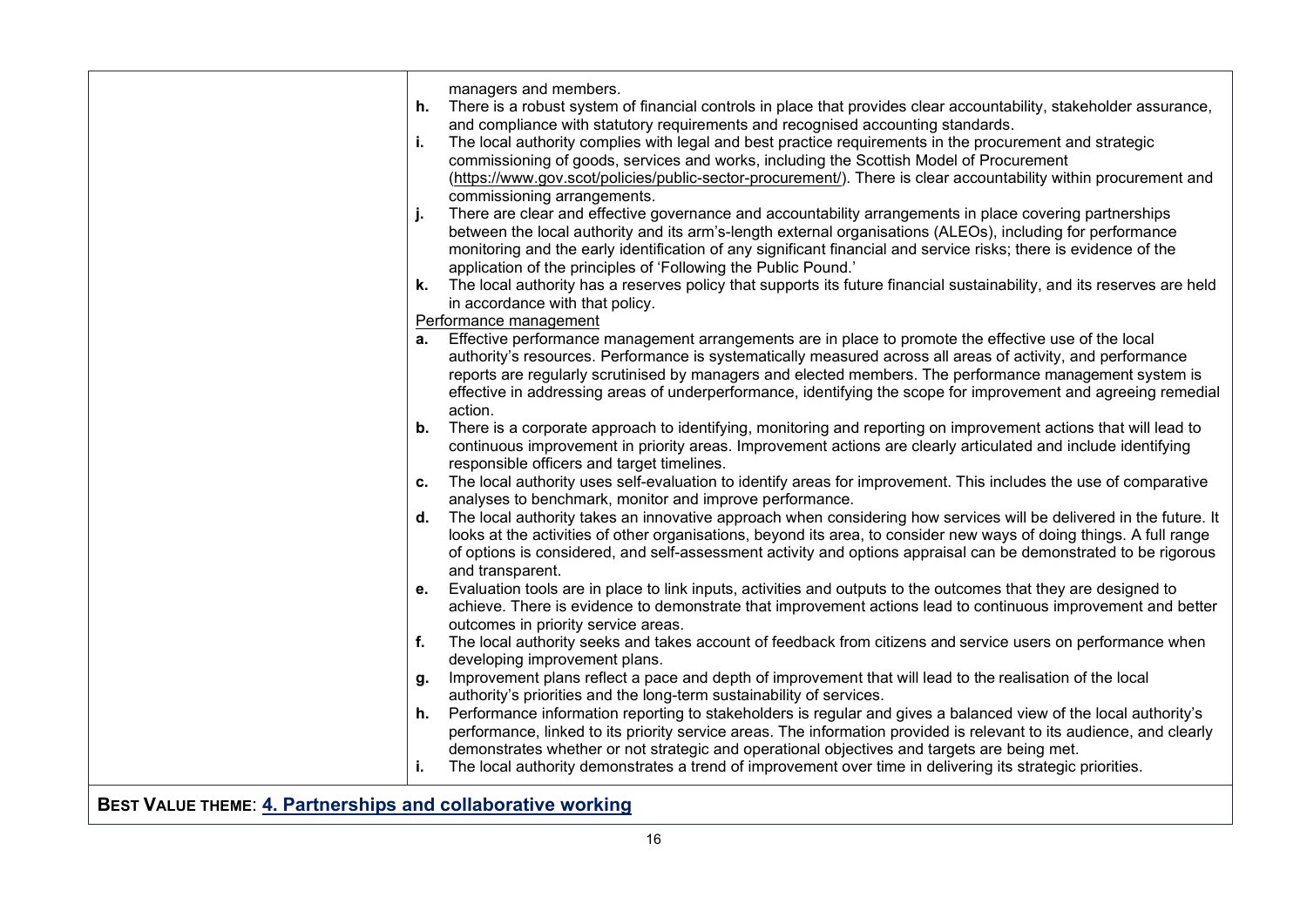| | |
|---|---|
| | managers and members.<br>**h.** There is a robust system of financial controls in place that provides clear accountability, stakeholder assurance, and compliance with statutory requirements and recognised accounting standards.<br>**i.** The local authority complies with legal and best practice requirements in the procurement and strategic commissioning of goods, services and works, including the Scottish Model of Procurement (https://www.gov.scot/policies/public-sector-procurement/). There is clear accountability within procurement and commissioning arrangements.<br>**j.** There are clear and effective governance and accountability arrangements in place covering partnerships between the local authority and its arm's-length external organisations (ALEOs), including for performance monitoring and the early identification of any significant financial and service risks; there is evidence of the application of the principles of 'Following the Public Pound.'<br>**k.** The local authority has a reserves policy that supports its future financial sustainability, and its reserves are held in accordance with that policy.<br>Performance management<br>**a.** Effective performance management arrangements are in place to promote the effective use of the local authority's resources. Performance is systematically measured across all areas of activity, and performance reports are regularly scrutinised by managers and elected members. The performance management system is effective in addressing areas of underperformance, identifying the scope for improvement and agreeing remedial action.<br>**b.** There is a corporate approach to identifying, monitoring and reporting on improvement actions that will lead to continuous improvement in priority areas. Improvement actions are clearly articulated and include identifying responsible officers and target timelines.<br>**c.** The local authority uses self-evaluation to identify areas for improvement. This includes the use of comparative analyses to benchmark, monitor and improve performance.<br>**d.** The local authority takes an innovative approach when considering how services will be delivered in the future. It looks at the activities of other organisations, beyond its area, to consider new ways of doing things. A full range of options is considered, and self-assessment activity and options appraisal can be demonstrated to be rigorous and transparent.<br>**e.** Evaluation tools are in place to link inputs, activities and outputs to the outcomes that they are designed to achieve. There is evidence to demonstrate that improvement actions lead to continuous improvement and better outcomes in priority service areas.<br>**f.** The local authority seeks and takes account of feedback from citizens and service users on performance when developing improvement plans.<br>**g.** Improvement plans reflect a pace and depth of improvement that will lead to the realisation of the local authority's priorities and the long-term sustainability of services.<br>**h.** Performance information reporting to stakeholders is regular and gives a balanced view of the local authority's performance, linked to its priority service areas. The information provided is relevant to its audience, and clearly demonstrates whether or not strategic and operational objectives and targets are being met.<br>**i.** The local authority demonstrates a trend of improvement over time in delivering its strategic priorities. |
| **BEST VALUE THEME**: **4. Partnerships and collaborative working** | |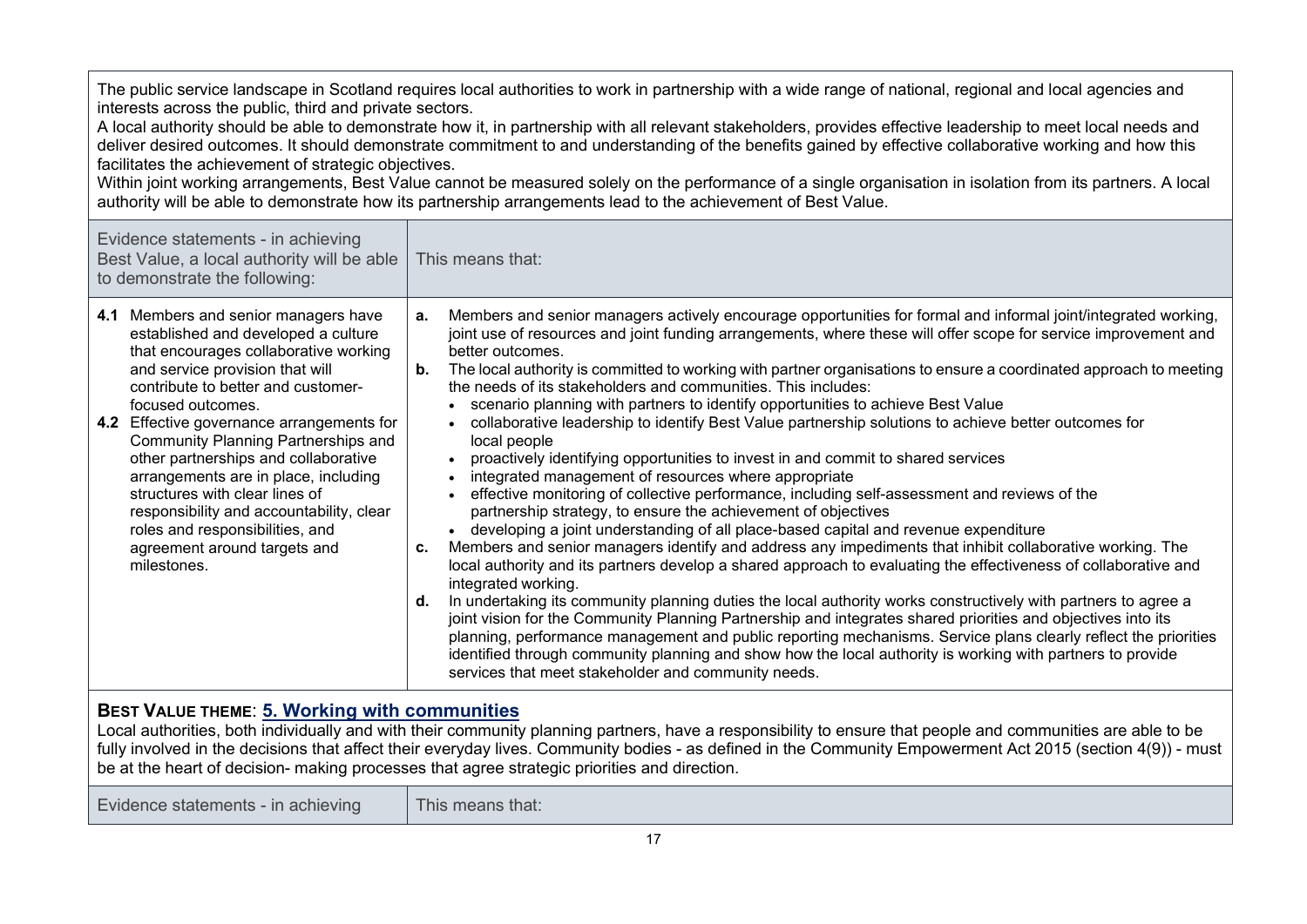The public service landscape in Scotland requires local authorities to work in partnership with a wide range of national, regional and local agencies and interests across the public, third and private sectors.

A local authority should be able to demonstrate how it, in partnership with all relevant stakeholders, provides effective leadership to meet local needs and deliver desired outcomes. It should demonstrate commitment to and understanding of the benefits gained by effective collaborative working and how this facilitates the achievement of strategic objectives.

Within joint working arrangements, Best Value cannot be measured solely on the performance of a single organisation in isolation from its partners. A local authority will be able to demonstrate how its partnership arrangements lead to the achievement of Best Value.

| Evidence statements - in achieving Best Value, a local authority will be able to demonstrate the following: | This means that: |
|---|---|
| **4.1** Members and senior managers have established and developed a culture that encourages collaborative working and service provision that will contribute to better and customer-focused outcomes.<br>**4.2** Effective governance arrangements for Community Planning Partnerships and other partnerships and collaborative arrangements are in place, including structures with clear lines of responsibility and accountability, clear roles and responsibilities, and agreement around targets and milestones. | **a.** Members and senior managers actively encourage opportunities for formal and informal joint/integrated working, joint use of resources and joint funding arrangements, where these will offer scope for service improvement and better outcomes.<br>**b.** The local authority is committed to working with partner organisations to ensure a coordinated approach to meeting the needs of its stakeholders and communities. This includes:<br>• scenario planning with partners to identify opportunities to achieve Best Value<br>• collaborative leadership to identify Best Value partnership solutions to achieve better outcomes for local people<br>• proactively identifying opportunities to invest in and commit to shared services<br>• integrated management of resources where appropriate<br>• effective monitoring of collective performance, including self-assessment and reviews of the partnership strategy, to ensure the achievement of objectives<br>• developing a joint understanding of all place-based capital and revenue expenditure<br>**c.** Members and senior managers identify and address any impediments that inhibit collaborative working. The local authority and its partners develop a shared approach to evaluating the effectiveness of collaborative and integrated working.<br>**d.** In undertaking its community planning duties the local authority works constructively with partners to agree a joint vision for the Community Planning Partnership and integrates shared priorities and objectives into its planning, performance management and public reporting mechanisms. Service plans clearly reflect the priorities identified through community planning and show how the local authority is working with partners to provide services that meet stakeholder and community needs. |

## BEST VALUE THEME: 5. Working with communities

Local authorities, both individually and with their community planning partners, have a responsibility to ensure that people and communities are able to be fully involved in the decisions that affect their everyday lives. Community bodies - as defined in the Community Empowerment Act 2015 (section 4(9)) - must be at the heart of decision- making processes that agree strategic priorities and direction.

| Evidence statements - in achieving | This means that: |
|---|---|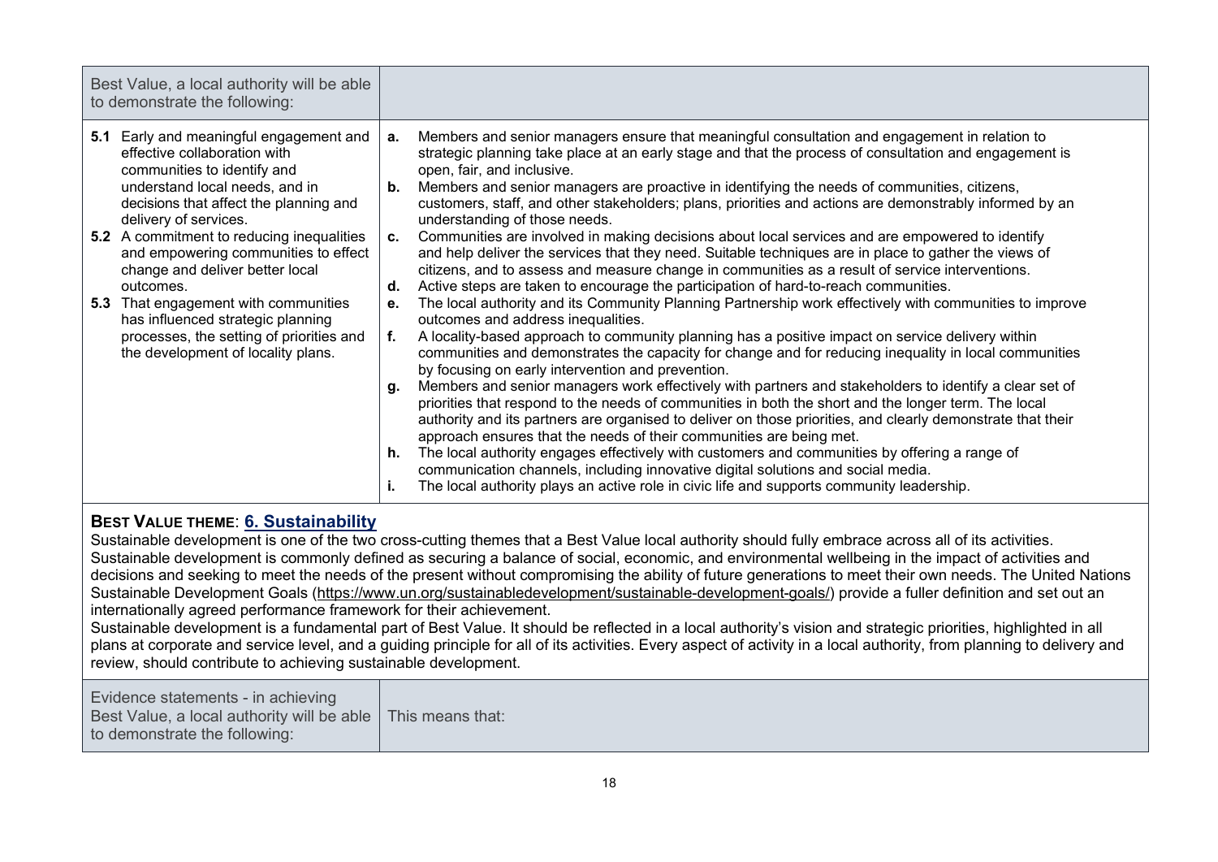| Best Value, a local authority will be able to demonstrate the following: | |
|---|---|
| **5.1** Early and meaningful engagement and effective collaboration with communities to identify and understand local needs, and in decisions that affect the planning and delivery of services.<br>**5.2** A commitment to reducing inequalities and empowering communities to effect change and deliver better local outcomes.<br>**5.3** That engagement with communities has influenced strategic planning processes, the setting of priorities and the development of locality plans. | **a.** Members and senior managers ensure that meaningful consultation and engagement in relation to strategic planning take place at an early stage and that the process of consultation and engagement is open, fair, and inclusive.<br>**b.** Members and senior managers are proactive in identifying the needs of communities, citizens, customers, staff, and other stakeholders; plans, priorities and actions are demonstrably informed by an understanding of those needs.<br>**c.** Communities are involved in making decisions about local services and are empowered to identify and help deliver the services that they need. Suitable techniques are in place to gather the views of citizens, and to assess and measure change in communities as a result of service interventions.<br>**d.** Active steps are taken to encourage the participation of hard-to-reach communities.<br>**e.** The local authority and its Community Planning Partnership work effectively with communities to improve outcomes and address inequalities.<br>**f.** A locality-based approach to community planning has a positive impact on service delivery within communities and demonstrates the capacity for change and for reducing inequality in local communities by focusing on early intervention and prevention.<br>**g.** Members and senior managers work effectively with partners and stakeholders to identify a clear set of priorities that respond to the needs of communities in both the short and the longer term. The local authority and its partners are organised to deliver on those priorities, and clearly demonstrate that their approach ensures that the needs of their communities are being met.<br>**h.** The local authority engages effectively with customers and communities by offering a range of communication channels, including innovative digital solutions and social media.<br>**i.** The local authority plays an active role in civic life and supports community leadership. |

**BEST VALUE THEME**: **6. Sustainability**

Sustainable development is one of the two cross-cutting themes that a Best Value local authority should fully embrace across all of its activities. Sustainable development is commonly defined as securing a balance of social, economic, and environmental wellbeing in the impact of activities and decisions and seeking to meet the needs of the present without compromising the ability of future generations to meet their own needs. The United Nations Sustainable Development Goals (https://www.un.org/sustainabledevelopment/sustainable-development-goals/) provide a fuller definition and set out an internationally agreed performance framework for their achievement.

Sustainable development is a fundamental part of Best Value. It should be reflected in a local authority's vision and strategic priorities, highlighted in all plans at corporate and service level, and a guiding principle for all of its activities. Every aspect of activity in a local authority, from planning to delivery and review, should contribute to achieving sustainable development.

| Evidence statements - in achieving Best Value, a local authority will be able to demonstrate the following: | This means that: |
|---|---|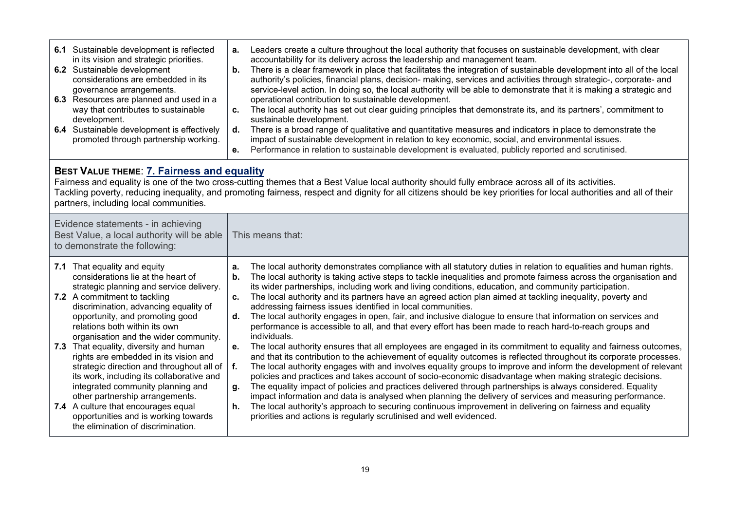| | |
|---|---|
| **6.1** Sustainable development is reflected in its vision and strategic priorities.<br>**6.2** Sustainable development considerations are embedded in its governance arrangements.<br>**6.3** Resources are planned and used in a way that contributes to sustainable development.<br>**6.4** Sustainable development is effectively promoted through partnership working. | **a.** Leaders create a culture throughout the local authority that focuses on sustainable development, with clear accountability for its delivery across the leadership and management team.<br>**b.** There is a clear framework in place that facilitates the integration of sustainable development into all of the local authority's policies, financial plans, decision- making, services and activities through strategic-, corporate- and service-level action. In doing so, the local authority will be able to demonstrate that it is making a strategic and operational contribution to sustainable development.<br>**c.** The local authority has set out clear guiding principles that demonstrate its, and its partners', commitment to sustainable development.<br>**d.** There is a broad range of qualitative and quantitative measures and indicators in place to demonstrate the impact of sustainable development in relation to key economic, social, and environmental issues.<br>**e.** Performance in relation to sustainable development is evaluated, publicly reported and scrutinised. |

**BEST VALUE THEME**: **7. Fairness and equality**

Fairness and equality is one of the two cross-cutting themes that a Best Value local authority should fully embrace across all of its activities.
Tackling poverty, reducing inequality, and promoting fairness, respect and dignity for all citizens should be key priorities for local authorities and all of their partners, including local communities.

| Evidence statements - in achieving Best Value, a local authority will be able to demonstrate the following: | This means that: |
|---|---|
| **7.1** That equality and equity considerations lie at the heart of strategic planning and service delivery.<br>**7.2** A commitment to tackling discrimination, advancing equality of opportunity, and promoting good relations both within its own organisation and the wider community.<br>**7.3** That equality, diversity and human rights are embedded in its vision and strategic direction and throughout all of its work, including its collaborative and integrated community planning and other partnership arrangements.<br>**7.4** A culture that encourages equal opportunities and is working towards the elimination of discrimination. | **a.** The local authority demonstrates compliance with all statutory duties in relation to equalities and human rights.<br>**b.** The local authority is taking active steps to tackle inequalities and promote fairness across the organisation and its wider partnerships, including work and living conditions, education, and community participation.<br>**c.** The local authority and its partners have an agreed action plan aimed at tackling inequality, poverty and addressing fairness issues identified in local communities.<br>**d.** The local authority engages in open, fair, and inclusive dialogue to ensure that information on services and performance is accessible to all, and that every effort has been made to reach hard-to-reach groups and individuals.<br>**e.** The local authority ensures that all employees are engaged in its commitment to equality and fairness outcomes, and that its contribution to the achievement of equality outcomes is reflected throughout its corporate processes.<br>**f.** The local authority engages with and involves equality groups to improve and inform the development of relevant policies and practices and takes account of socio-economic disadvantage when making strategic decisions.<br>**g.** The equality impact of policies and practices delivered through partnerships is always considered. Equality impact information and data is analysed when planning the delivery of services and measuring performance.<br>**h.** The local authority's approach to securing continuous improvement in delivering on fairness and equality priorities and actions is regularly scrutinised and well evidenced. |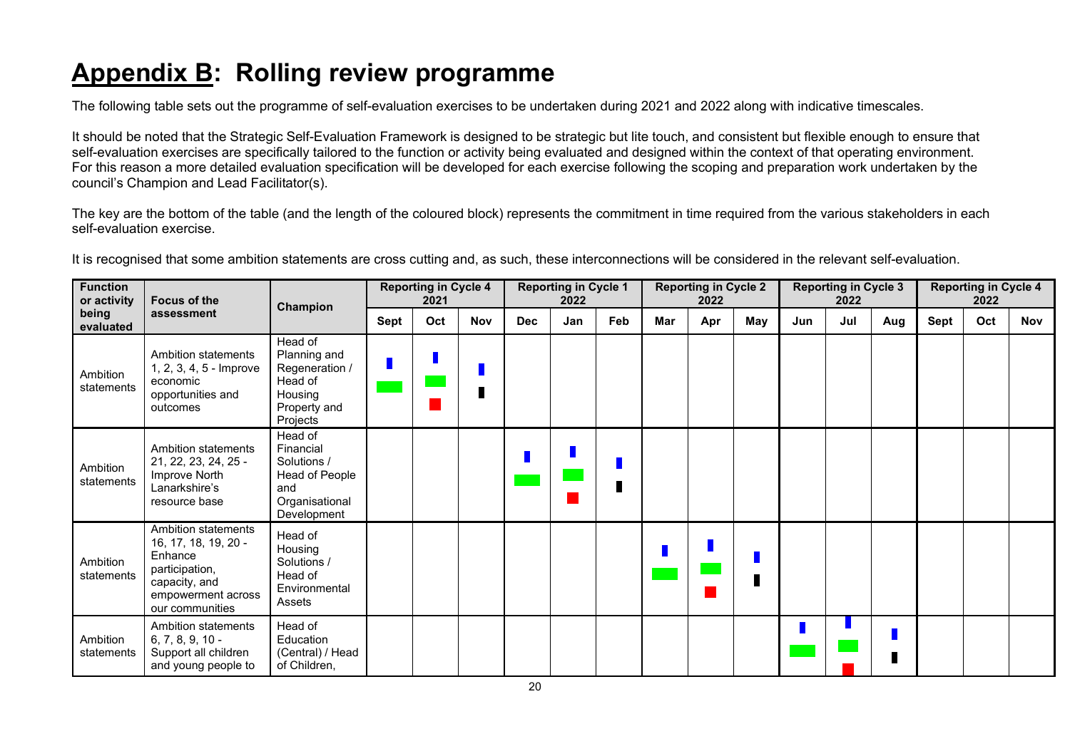# Appendix B: Rolling review programme

The following table sets out the programme of self-evaluation exercises to be undertaken during 2021 and 2022 along with indicative timescales.

It should be noted that the Strategic Self-Evaluation Framework is designed to be strategic but lite touch, and consistent but flexible enough to ensure that self-evaluation exercises are specifically tailored to the function or activity being evaluated and designed within the context of that operating environment. For this reason a more detailed evaluation specification will be developed for each exercise following the scoping and preparation work undertaken by the council's Champion and Lead Facilitator(s).

The key are the bottom of the table (and the length of the coloured block) represents the commitment in time required from the various stakeholders in each self-evaluation exercise.

It is recognised that some ambition statements are cross cutting and, as such, these interconnections will be considered in the relevant self-evaluation.

| Function or activity being evaluated | Focus of the assessment | Champion | Reporting in Cycle 4 2021 | | | Reporting in Cycle 1 2022 | | | Reporting in Cycle 2 2022 | | | Reporting in Cycle 3 2022 | | | Reporting in Cycle 4 2022 | | |
|---|---|---|---|---|---|---|---|---|---|---|---|---|---|---|---|---|---|
| | | | Sept | Oct | Nov | Dec | Jan | Feb | Mar | Apr | May | Jun | Jul | Aug | Sept | Oct | Nov |
| Ambition statements | Ambition statements 1, 2, 3, 4, 5 - Improve economic opportunities and outcomes | Head of Planning and Regeneration / Head of Housing Property and Projects | | | | | | | | | | | | | | | |
| Ambition statements | Ambition statements 21, 22, 23, 24, 25 - Improve North Lanarkshire's resource base | Head of Financial Solutions / Head of People and Organisational Development | | | | | | | | | | | | | | | |
| Ambition statements | Ambition statements 16, 17, 18, 19, 20 - Enhance participation, capacity, and empowerment across our communities | Head of Housing Solutions / Head of Environmental Assets | | | | | | | | | | | | | | | |
| Ambition statements | Ambition statements 6, 7, 8, 9, 10 - Support all children and young people to | Head of Education (Central) / Head of Children, | | | | | | | | | | | | | | | |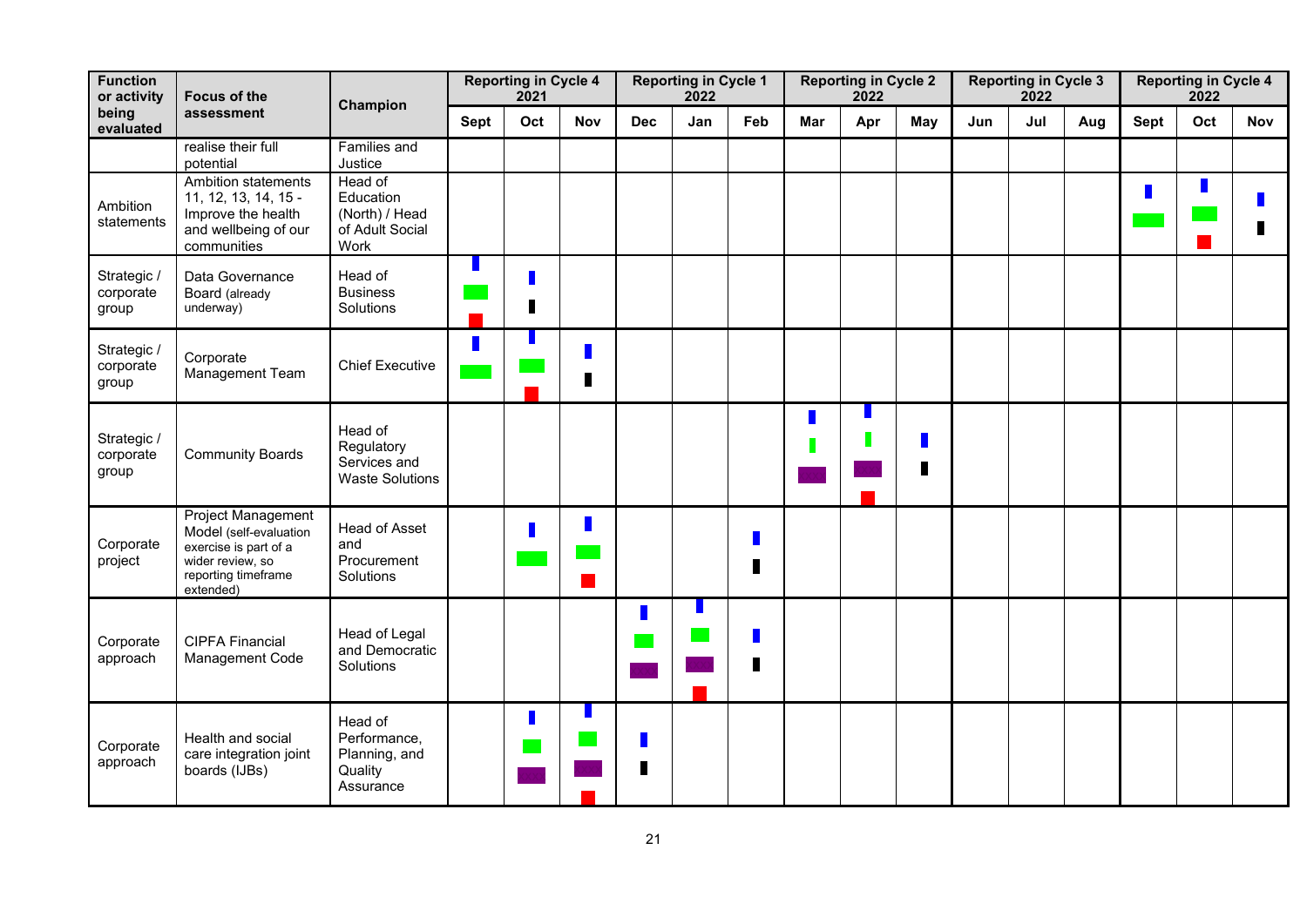| Function or activity being evaluated | Focus of the assessment | Champion | Reporting in Cycle 4 2021 | | | Reporting in Cycle 1 2022 | | | Reporting in Cycle 2 2022 | | | Reporting in Cycle 3 2022 | | | Reporting in Cycle 4 2022 | | |
|---|---|---|---|---|---|---|---|---|---|---|---|---|---|---|---|---|---|
| | | | Sept | Oct | Nov | Dec | Jan | Feb | Mar | Apr | May | Jun | Jul | Aug | Sept | Oct | Nov |
| | realise their full potential | Families and Justice | | | | | | | | | | | | | | | |
| Ambition statements | Ambition statements 11, 12, 13, 14, 15 - Improve the health and wellbeing of our communities | Head of Education (North) / Head of Adult Social Work | | | | | | | | | | | | | | | |
| Strategic / corporate group | Data Governance Board (already underway) | Head of Business Solutions | | | | | | | | | | | | | | | |
| Strategic / corporate group | Corporate Management Team | Chief Executive | | | | | | | | | | | | | | | |
| Strategic / corporate group | Community Boards | Head of Regulatory Services and Waste Solutions | | | | | | | | | | | | | | | |
| Corporate project | Project Management Model (self-evaluation exercise is part of a wider review, so reporting timeframe extended) | Head of Asset and Procurement Solutions | | | | | | | | | | | | | | | |
| Corporate approach | CIPFA Financial Management Code | Head of Legal and Democratic Solutions | | | | | | | | | | | | | | | |
| Corporate approach | Health and social care integration joint boards (IJBs) | Head of Performance, Planning, and Quality Assurance | | | | | | | | | | | | | | | |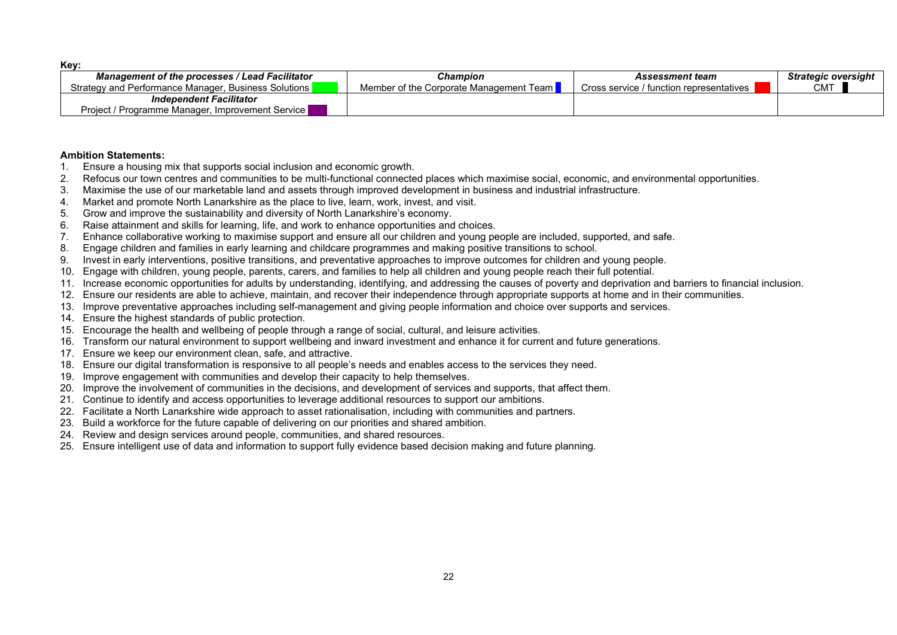**Key:**

| *Management of the processes / Lead Facilitator* | *Champion* | *Assessment team* | *Strategic oversight* |
|---|---|---|---|
| Strategy and Performance Manager, Business Solutions | Member of the Corporate Management Team | Cross service / function representatives | CMT |
| *Independent Facilitator* | | | |
| Project / Programme Manager, Improvement Service | | | |

**Ambition Statements:**

1. Ensure a housing mix that supports social inclusion and economic growth.
2. Refocus our town centres and communities to be multi-functional connected places which maximise social, economic, and environmental opportunities.
3. Maximise the use of our marketable land and assets through improved development in business and industrial infrastructure.
4. Market and promote North Lanarkshire as the place to live, learn, work, invest, and visit.
5. Grow and improve the sustainability and diversity of North Lanarkshire's economy.
6. Raise attainment and skills for learning, life, and work to enhance opportunities and choices.
7. Enhance collaborative working to maximise support and ensure all our children and young people are included, supported, and safe.
8. Engage children and families in early learning and childcare programmes and making positive transitions to school.
9. Invest in early interventions, positive transitions, and preventative approaches to improve outcomes for children and young people.
10. Engage with children, young people, parents, carers, and families to help all children and young people reach their full potential.
11. Increase economic opportunities for adults by understanding, identifying, and addressing the causes of poverty and deprivation and barriers to financial inclusion.
12. Ensure our residents are able to achieve, maintain, and recover their independence through appropriate supports at home and in their communities.
13. Improve preventative approaches including self-management and giving people information and choice over supports and services.
14. Ensure the highest standards of public protection.
15. Encourage the health and wellbeing of people through a range of social, cultural, and leisure activities.
16. Transform our natural environment to support wellbeing and inward investment and enhance it for current and future generations.
17. Ensure we keep our environment clean, safe, and attractive.
18. Ensure our digital transformation is responsive to all people's needs and enables access to the services they need.
19. Improve engagement with communities and develop their capacity to help themselves.
20. Improve the involvement of communities in the decisions, and development of services and supports, that affect them.
21. Continue to identify and access opportunities to leverage additional resources to support our ambitions.
22. Facilitate a North Lanarkshire wide approach to asset rationalisation, including with communities and partners.
23. Build a workforce for the future capable of delivering on our priorities and shared ambition.
24. Review and design services around people, communities, and shared resources.
25. Ensure intelligent use of data and information to support fully evidence based decision making and future planning.